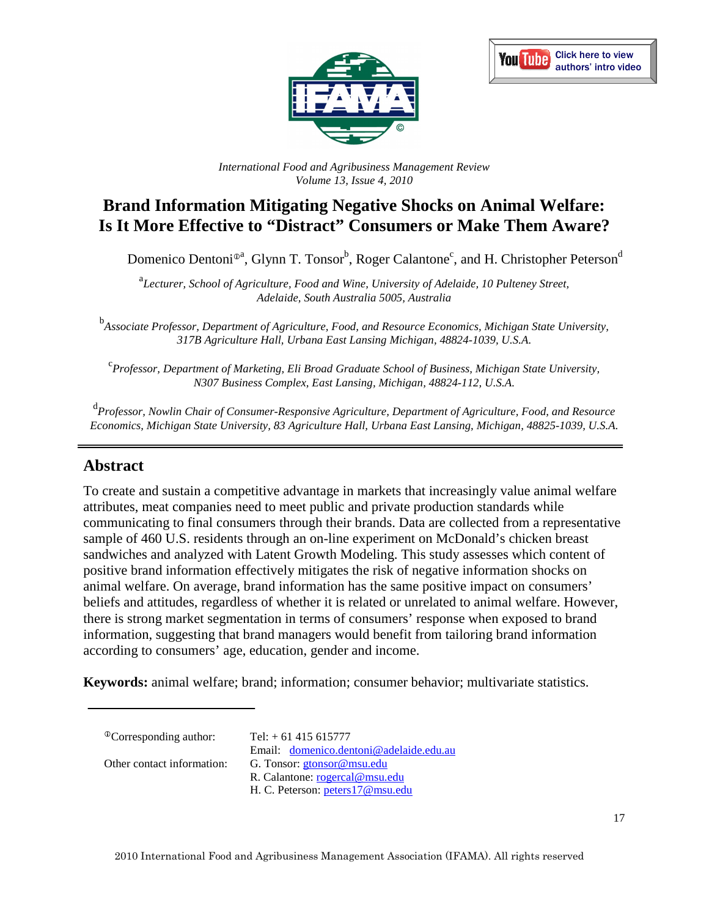International Food and Agribusiness Management Review
Volume 13, Issue 4, 2010

# Brand Information Mitigating Negative Shocks on Animal Welfare: Is It More Effective to "Distract" Consumers or Make Them Aware?

Domenico Dentoni[ⓘa], Glynn T. Tonsor[b], Roger Calantone[c], and H. Christopher Peterson[d]

[a] *Lecturer, School of Agriculture, Food and Wine, University of Adelaide, 10 Pulteney Street, Adelaide, South Australia 5005, Australia*

[b] *Associate Professor, Department of Agriculture, Food, and Resource Economics, Michigan State University, 317B Agriculture Hall, Urbana East Lansing Michigan, 48824-1039, U.S.A.*

[c] *Professor, Department of Marketing, Eli Broad Graduate School of Business, Michigan State University, N307 Business Complex, East Lansing, Michigan, 48824-112, U.S.A.*

[d] *Professor, Nowlin Chair of Consumer-Responsive Agriculture, Department of Agriculture, Food, and Resource Economics, Michigan State University, 83 Agriculture Hall, Urbana East Lansing, Michigan, 48825-1039, U.S.A.*

## Abstract

To create and sustain a competitive advantage in markets that increasingly value animal welfare attributes, meat companies need to meet public and private production standards while communicating to final consumers through their brands. Data are collected from a representative sample of 460 U.S. residents through an on-line experiment on McDonald's chicken breast sandwiches and analyzed with Latent Growth Modeling. This study assesses which content of positive brand information effectively mitigates the risk of negative information shocks on animal welfare. On average, brand information has the same positive impact on consumers' beliefs and attitudes, regardless of whether it is related or unrelated to animal welfare. However, there is strong market segmentation in terms of consumers' response when exposed to brand information, suggesting that brand managers would benefit from tailoring brand information according to consumers' age, education, gender and income.

**Keywords:** animal welfare; brand; information; consumer behavior; multivariate statistics.

---

ⓘCorresponding author: Tel: + 61 415 615777
Email: domenico.dentoni@adelaide.edu.au

Other contact information: G. Tonsor: gtonsor@msu.edu
R. Calantone: rogercal@msu.edu
H. C. Peterson: peters17@msu.edu

2010 International Food and Agribusiness Management Association (IFAMA). All rights reserved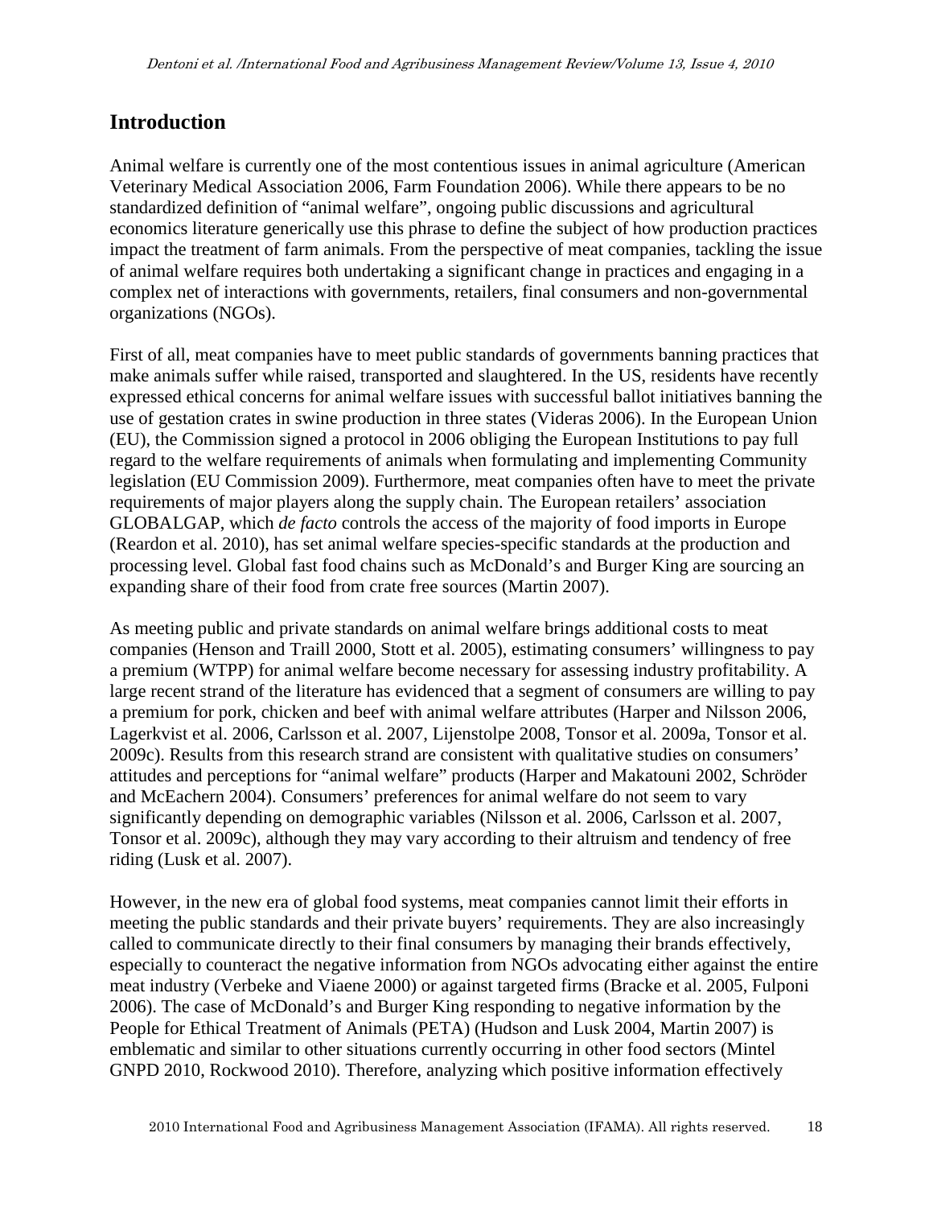## Introduction

Animal welfare is currently one of the most contentious issues in animal agriculture (American Veterinary Medical Association 2006, Farm Foundation 2006). While there appears to be no standardized definition of "animal welfare", ongoing public discussions and agricultural economics literature generically use this phrase to define the subject of how production practices impact the treatment of farm animals. From the perspective of meat companies, tackling the issue of animal welfare requires both undertaking a significant change in practices and engaging in a complex net of interactions with governments, retailers, final consumers and non-governmental organizations (NGOs).

First of all, meat companies have to meet public standards of governments banning practices that make animals suffer while raised, transported and slaughtered. In the US, residents have recently expressed ethical concerns for animal welfare issues with successful ballot initiatives banning the use of gestation crates in swine production in three states (Videras 2006). In the European Union (EU), the Commission signed a protocol in 2006 obliging the European Institutions to pay full regard to the welfare requirements of animals when formulating and implementing Community legislation (EU Commission 2009). Furthermore, meat companies often have to meet the private requirements of major players along the supply chain. The European retailers' association GLOBALGAP, which *de facto* controls the access of the majority of food imports in Europe (Reardon et al. 2010), has set animal welfare species-specific standards at the production and processing level. Global fast food chains such as McDonald's and Burger King are sourcing an expanding share of their food from crate free sources (Martin 2007).

As meeting public and private standards on animal welfare brings additional costs to meat companies (Henson and Traill 2000, Stott et al. 2005), estimating consumers' willingness to pay a premium (WTPP) for animal welfare become necessary for assessing industry profitability. A large recent strand of the literature has evidenced that a segment of consumers are willing to pay a premium for pork, chicken and beef with animal welfare attributes (Harper and Nilsson 2006, Lagerkvist et al. 2006, Carlsson et al. 2007, Lijenstolpe 2008, Tonsor et al. 2009a, Tonsor et al. 2009c). Results from this research strand are consistent with qualitative studies on consumers' attitudes and perceptions for "animal welfare" products (Harper and Makatouni 2002, Schröder and McEachern 2004). Consumers' preferences for animal welfare do not seem to vary significantly depending on demographic variables (Nilsson et al. 2006, Carlsson et al. 2007, Tonsor et al. 2009c), although they may vary according to their altruism and tendency of free riding (Lusk et al. 2007).

However, in the new era of global food systems, meat companies cannot limit their efforts in meeting the public standards and their private buyers' requirements. They are also increasingly called to communicate directly to their final consumers by managing their brands effectively, especially to counteract the negative information from NGOs advocating either against the entire meat industry (Verbeke and Viaene 2000) or against targeted firms (Bracke et al. 2005, Fulponi 2006). The case of McDonald's and Burger King responding to negative information by the People for Ethical Treatment of Animals (PETA) (Hudson and Lusk 2004, Martin 2007) is emblematic and similar to other situations currently occurring in other food sectors (Mintel GNPD 2010, Rockwood 2010). Therefore, analyzing which positive information effectively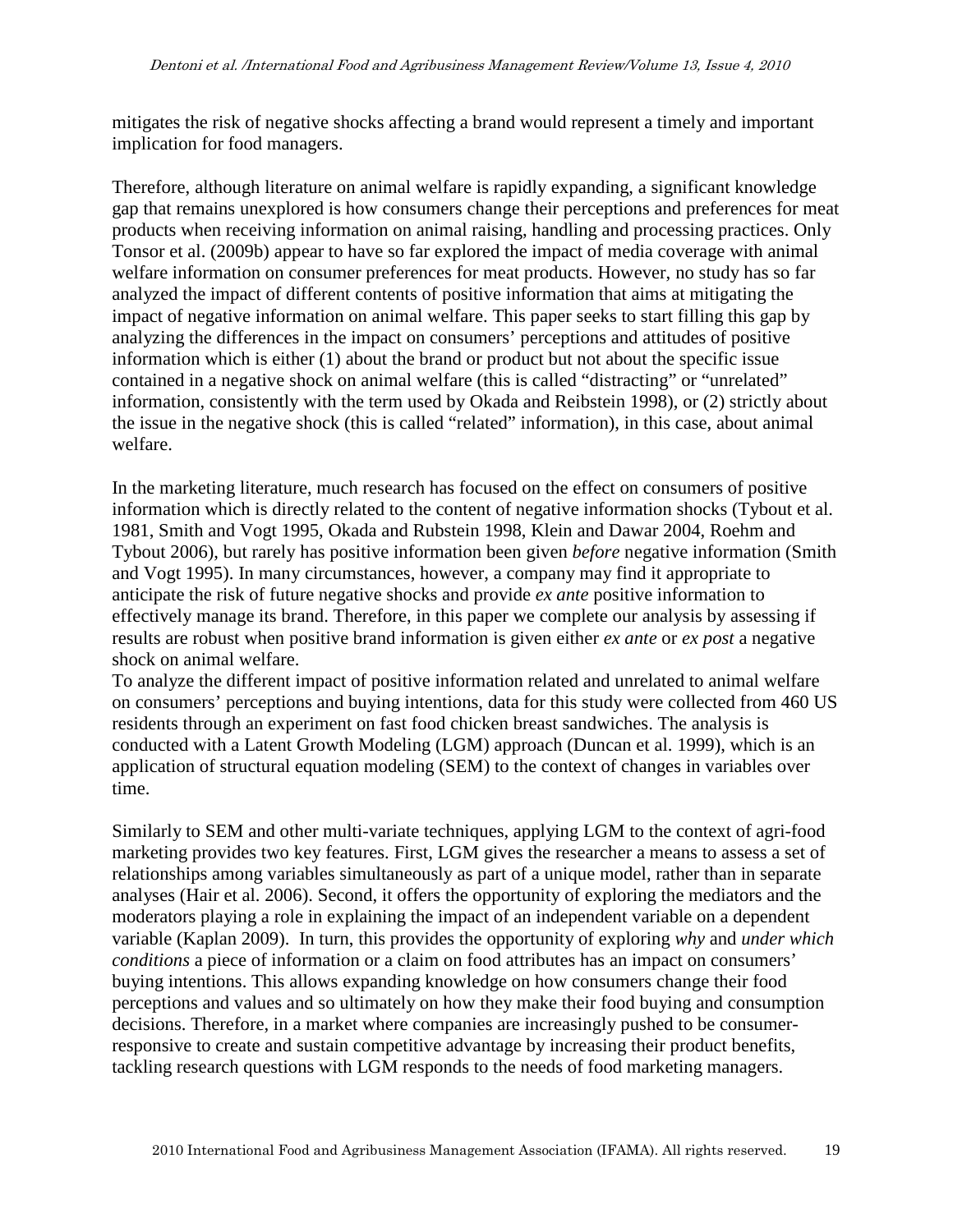mitigates the risk of negative shocks affecting a brand would represent a timely and important implication for food managers.

Therefore, although literature on animal welfare is rapidly expanding, a significant knowledge gap that remains unexplored is how consumers change their perceptions and preferences for meat products when receiving information on animal raising, handling and processing practices. Only Tonsor et al. (2009b) appear to have so far explored the impact of media coverage with animal welfare information on consumer preferences for meat products. However, no study has so far analyzed the impact of different contents of positive information that aims at mitigating the impact of negative information on animal welfare. This paper seeks to start filling this gap by analyzing the differences in the impact on consumers' perceptions and attitudes of positive information which is either (1) about the brand or product but not about the specific issue contained in a negative shock on animal welfare (this is called "distracting" or "unrelated" information, consistently with the term used by Okada and Reibstein 1998), or (2) strictly about the issue in the negative shock (this is called "related" information), in this case, about animal welfare.

In the marketing literature, much research has focused on the effect on consumers of positive information which is directly related to the content of negative information shocks (Tybout et al. 1981, Smith and Vogt 1995, Okada and Rubstein 1998, Klein and Dawar 2004, Roehm and Tybout 2006), but rarely has positive information been given *before* negative information (Smith and Vogt 1995). In many circumstances, however, a company may find it appropriate to anticipate the risk of future negative shocks and provide *ex ante* positive information to effectively manage its brand. Therefore, in this paper we complete our analysis by assessing if results are robust when positive brand information is given either *ex ante* or *ex post* a negative shock on animal welfare.

To analyze the different impact of positive information related and unrelated to animal welfare on consumers' perceptions and buying intentions, data for this study were collected from 460 US residents through an experiment on fast food chicken breast sandwiches. The analysis is conducted with a Latent Growth Modeling (LGM) approach (Duncan et al. 1999), which is an application of structural equation modeling (SEM) to the context of changes in variables over time.

Similarly to SEM and other multi-variate techniques, applying LGM to the context of agri-food marketing provides two key features. First, LGM gives the researcher a means to assess a set of relationships among variables simultaneously as part of a unique model, rather than in separate analyses (Hair et al. 2006). Second, it offers the opportunity of exploring the mediators and the moderators playing a role in explaining the impact of an independent variable on a dependent variable (Kaplan 2009). In turn, this provides the opportunity of exploring *why* and *under which conditions* a piece of information or a claim on food attributes has an impact on consumers' buying intentions. This allows expanding knowledge on how consumers change their food perceptions and values and so ultimately on how they make their food buying and consumption decisions. Therefore, in a market where companies are increasingly pushed to be consumer-responsive to create and sustain competitive advantage by increasing their product benefits, tackling research questions with LGM responds to the needs of food marketing managers.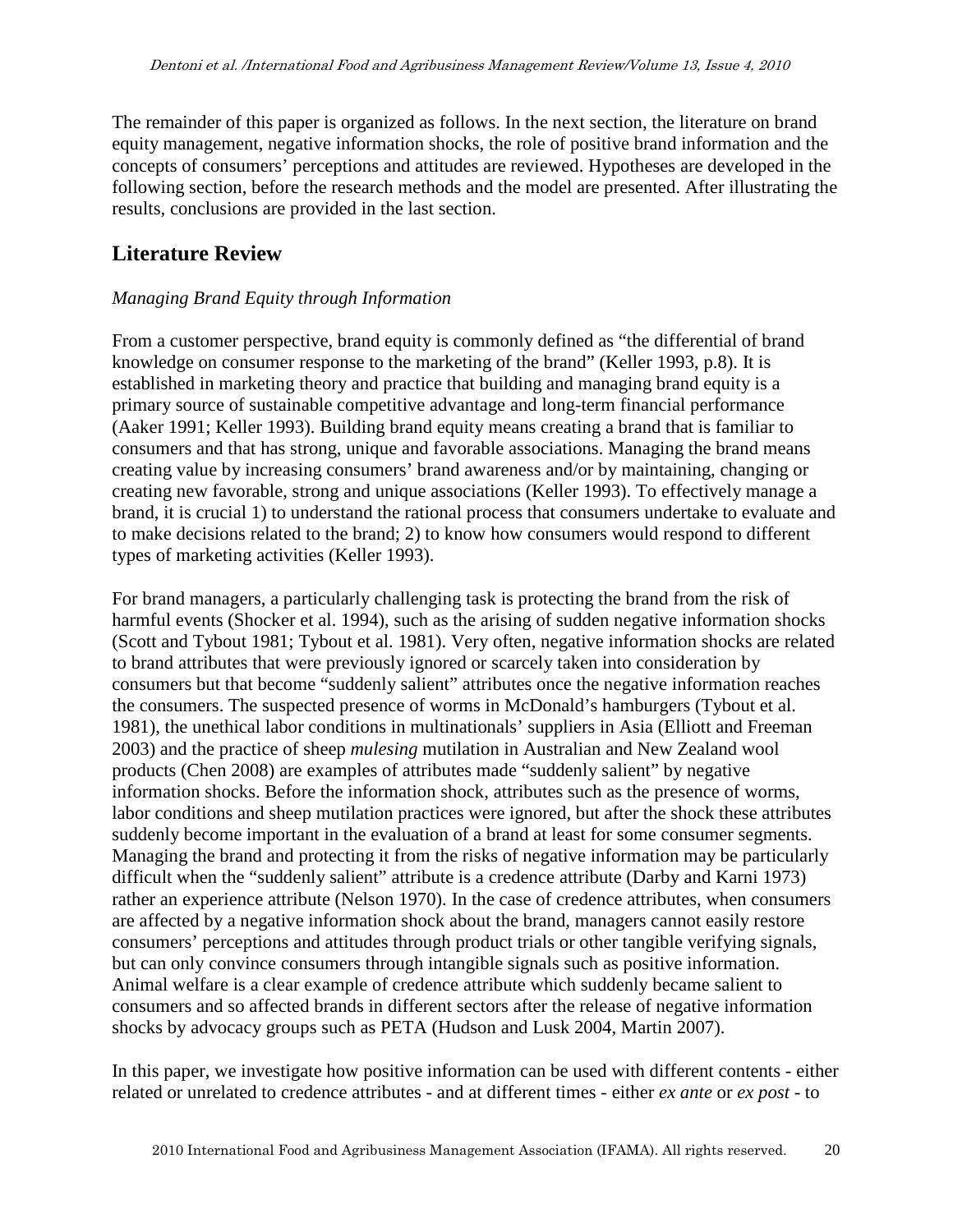The remainder of this paper is organized as follows. In the next section, the literature on brand equity management, negative information shocks, the role of positive brand information and the concepts of consumers' perceptions and attitudes are reviewed. Hypotheses are developed in the following section, before the research methods and the model are presented. After illustrating the results, conclusions are provided in the last section.

## Literature Review

*Managing Brand Equity through Information*

From a customer perspective, brand equity is commonly defined as "the differential of brand knowledge on consumer response to the marketing of the brand" (Keller 1993, p.8). It is established in marketing theory and practice that building and managing brand equity is a primary source of sustainable competitive advantage and long-term financial performance (Aaker 1991; Keller 1993). Building brand equity means creating a brand that is familiar to consumers and that has strong, unique and favorable associations. Managing the brand means creating value by increasing consumers' brand awareness and/or by maintaining, changing or creating new favorable, strong and unique associations (Keller 1993). To effectively manage a brand, it is crucial 1) to understand the rational process that consumers undertake to evaluate and to make decisions related to the brand; 2) to know how consumers would respond to different types of marketing activities (Keller 1993).

For brand managers, a particularly challenging task is protecting the brand from the risk of harmful events (Shocker et al. 1994), such as the arising of sudden negative information shocks (Scott and Tybout 1981; Tybout et al. 1981). Very often, negative information shocks are related to brand attributes that were previously ignored or scarcely taken into consideration by consumers but that become "suddenly salient" attributes once the negative information reaches the consumers. The suspected presence of worms in McDonald's hamburgers (Tybout et al. 1981), the unethical labor conditions in multinationals' suppliers in Asia (Elliott and Freeman 2003) and the practice of sheep *mulesing* mutilation in Australian and New Zealand wool products (Chen 2008) are examples of attributes made "suddenly salient" by negative information shocks. Before the information shock, attributes such as the presence of worms, labor conditions and sheep mutilation practices were ignored, but after the shock these attributes suddenly become important in the evaluation of a brand at least for some consumer segments. Managing the brand and protecting it from the risks of negative information may be particularly difficult when the "suddenly salient" attribute is a credence attribute (Darby and Karni 1973) rather an experience attribute (Nelson 1970). In the case of credence attributes, when consumers are affected by a negative information shock about the brand, managers cannot easily restore consumers' perceptions and attitudes through product trials or other tangible verifying signals, but can only convince consumers through intangible signals such as positive information. Animal welfare is a clear example of credence attribute which suddenly became salient to consumers and so affected brands in different sectors after the release of negative information shocks by advocacy groups such as PETA (Hudson and Lusk 2004, Martin 2007).

In this paper, we investigate how positive information can be used with different contents - either related or unrelated to credence attributes - and at different times - either *ex ante* or *ex post* - to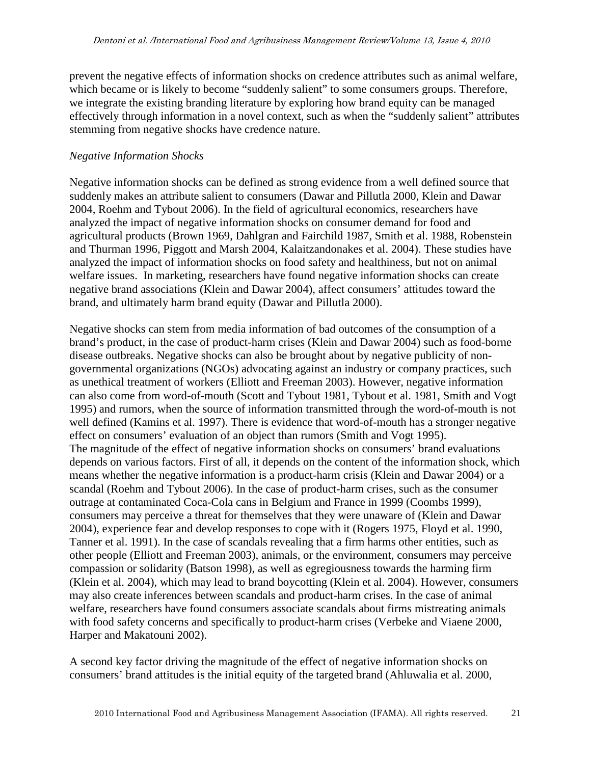prevent the negative effects of information shocks on credence attributes such as animal welfare, which became or is likely to become "suddenly salient" to some consumers groups. Therefore, we integrate the existing branding literature by exploring how brand equity can be managed effectively through information in a novel context, such as when the "suddenly salient" attributes stemming from negative shocks have credence nature.

*Negative Information Shocks*

Negative information shocks can be defined as strong evidence from a well defined source that suddenly makes an attribute salient to consumers (Dawar and Pillutla 2000, Klein and Dawar 2004, Roehm and Tybout 2006). In the field of agricultural economics, researchers have analyzed the impact of negative information shocks on consumer demand for food and agricultural products (Brown 1969, Dahlgran and Fairchild 1987, Smith et al. 1988, Robenstein and Thurman 1996, Piggott and Marsh 2004, Kalaitzandonakes et al. 2004). These studies have analyzed the impact of information shocks on food safety and healthiness, but not on animal welfare issues. In marketing, researchers have found negative information shocks can create negative brand associations (Klein and Dawar 2004), affect consumers' attitudes toward the brand, and ultimately harm brand equity (Dawar and Pillutla 2000).

Negative shocks can stem from media information of bad outcomes of the consumption of a brand's product, in the case of product-harm crises (Klein and Dawar 2004) such as food-borne disease outbreaks. Negative shocks can also be brought about by negative publicity of non-governmental organizations (NGOs) advocating against an industry or company practices, such as unethical treatment of workers (Elliott and Freeman 2003). However, negative information can also come from word-of-mouth (Scott and Tybout 1981, Tybout et al. 1981, Smith and Vogt 1995) and rumors, when the source of information transmitted through the word-of-mouth is not well defined (Kamins et al. 1997). There is evidence that word-of-mouth has a stronger negative effect on consumers' evaluation of an object than rumors (Smith and Vogt 1995).
The magnitude of the effect of negative information shocks on consumers' brand evaluations depends on various factors. First of all, it depends on the content of the information shock, which means whether the negative information is a product-harm crisis (Klein and Dawar 2004) or a scandal (Roehm and Tybout 2006). In the case of product-harm crises, such as the consumer outrage at contaminated Coca-Cola cans in Belgium and France in 1999 (Coombs 1999), consumers may perceive a threat for themselves that they were unaware of (Klein and Dawar 2004), experience fear and develop responses to cope with it (Rogers 1975, Floyd et al. 1990, Tanner et al. 1991). In the case of scandals revealing that a firm harms other entities, such as other people (Elliott and Freeman 2003), animals, or the environment, consumers may perceive compassion or solidarity (Batson 1998), as well as egregiousness towards the harming firm (Klein et al. 2004), which may lead to brand boycotting (Klein et al. 2004). However, consumers may also create inferences between scandals and product-harm crises. In the case of animal welfare, researchers have found consumers associate scandals about firms mistreating animals with food safety concerns and specifically to product-harm crises (Verbeke and Viaene 2000, Harper and Makatouni 2002).

A second key factor driving the magnitude of the effect of negative information shocks on consumers' brand attitudes is the initial equity of the targeted brand (Ahluwalia et al. 2000,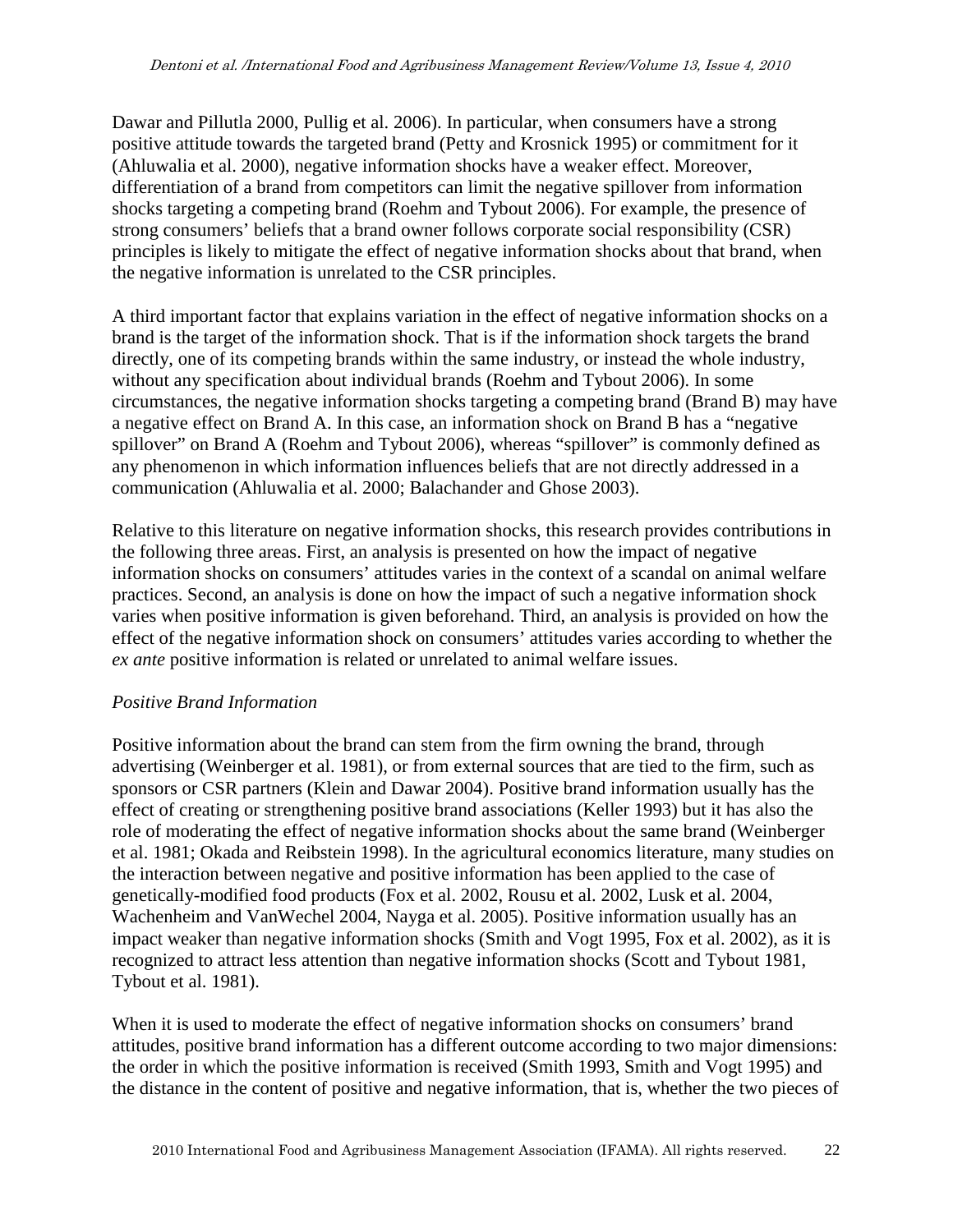Dawar and Pillutla 2000, Pullig et al. 2006). In particular, when consumers have a strong positive attitude towards the targeted brand (Petty and Krosnick 1995) or commitment for it (Ahluwalia et al. 2000), negative information shocks have a weaker effect. Moreover, differentiation of a brand from competitors can limit the negative spillover from information shocks targeting a competing brand (Roehm and Tybout 2006). For example, the presence of strong consumers' beliefs that a brand owner follows corporate social responsibility (CSR) principles is likely to mitigate the effect of negative information shocks about that brand, when the negative information is unrelated to the CSR principles.

A third important factor that explains variation in the effect of negative information shocks on a brand is the target of the information shock. That is if the information shock targets the brand directly, one of its competing brands within the same industry, or instead the whole industry, without any specification about individual brands (Roehm and Tybout 2006). In some circumstances, the negative information shocks targeting a competing brand (Brand B) may have a negative effect on Brand A. In this case, an information shock on Brand B has a "negative spillover" on Brand A (Roehm and Tybout 2006), whereas "spillover" is commonly defined as any phenomenon in which information influences beliefs that are not directly addressed in a communication (Ahluwalia et al. 2000; Balachander and Ghose 2003).

Relative to this literature on negative information shocks, this research provides contributions in the following three areas. First, an analysis is presented on how the impact of negative information shocks on consumers' attitudes varies in the context of a scandal on animal welfare practices. Second, an analysis is done on how the impact of such a negative information shock varies when positive information is given beforehand. Third, an analysis is provided on how the effect of the negative information shock on consumers' attitudes varies according to whether the *ex ante* positive information is related or unrelated to animal welfare issues.

*Positive Brand Information*

Positive information about the brand can stem from the firm owning the brand, through advertising (Weinberger et al. 1981), or from external sources that are tied to the firm, such as sponsors or CSR partners (Klein and Dawar 2004). Positive brand information usually has the effect of creating or strengthening positive brand associations (Keller 1993) but it has also the role of moderating the effect of negative information shocks about the same brand (Weinberger et al. 1981; Okada and Reibstein 1998). In the agricultural economics literature, many studies on the interaction between negative and positive information has been applied to the case of genetically-modified food products (Fox et al. 2002, Rousu et al. 2002, Lusk et al. 2004, Wachenheim and VanWechel 2004, Nayga et al. 2005). Positive information usually has an impact weaker than negative information shocks (Smith and Vogt 1995, Fox et al. 2002), as it is recognized to attract less attention than negative information shocks (Scott and Tybout 1981, Tybout et al. 1981).

When it is used to moderate the effect of negative information shocks on consumers' brand attitudes, positive brand information has a different outcome according to two major dimensions: the order in which the positive information is received (Smith 1993, Smith and Vogt 1995) and the distance in the content of positive and negative information, that is, whether the two pieces of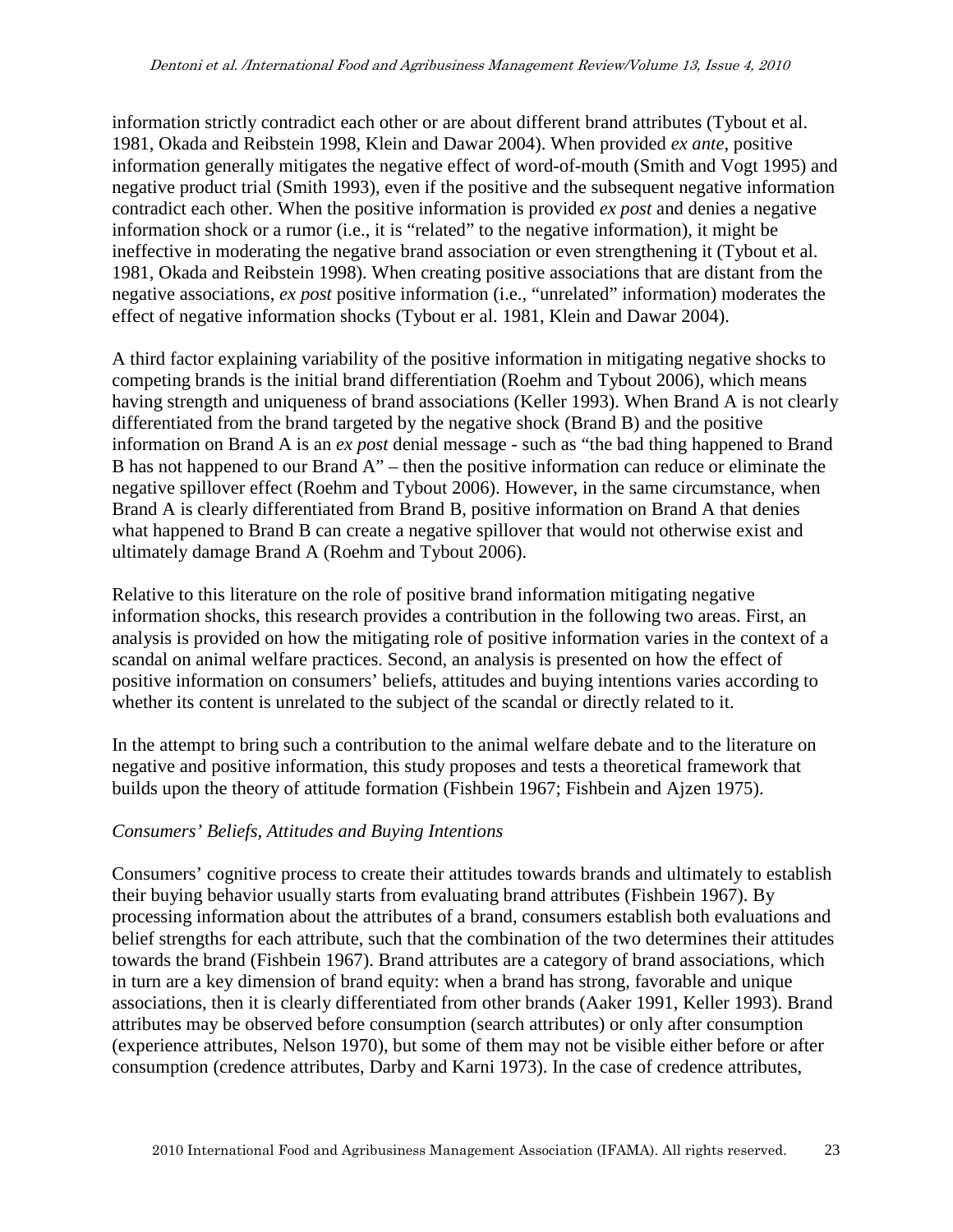information strictly contradict each other or are about different brand attributes (Tybout et al. 1981, Okada and Reibstein 1998, Klein and Dawar 2004). When provided *ex ante*, positive information generally mitigates the negative effect of word-of-mouth (Smith and Vogt 1995) and negative product trial (Smith 1993), even if the positive and the subsequent negative information contradict each other. When the positive information is provided *ex post* and denies a negative information shock or a rumor (i.e., it is "related" to the negative information), it might be ineffective in moderating the negative brand association or even strengthening it (Tybout et al. 1981, Okada and Reibstein 1998). When creating positive associations that are distant from the negative associations, *ex post* positive information (i.e., "unrelated" information) moderates the effect of negative information shocks (Tybout er al. 1981, Klein and Dawar 2004).

A third factor explaining variability of the positive information in mitigating negative shocks to competing brands is the initial brand differentiation (Roehm and Tybout 2006), which means having strength and uniqueness of brand associations (Keller 1993). When Brand A is not clearly differentiated from the brand targeted by the negative shock (Brand B) and the positive information on Brand A is an *ex post* denial message - such as "the bad thing happened to Brand B has not happened to our Brand A" – then the positive information can reduce or eliminate the negative spillover effect (Roehm and Tybout 2006). However, in the same circumstance, when Brand A is clearly differentiated from Brand B, positive information on Brand A that denies what happened to Brand B can create a negative spillover that would not otherwise exist and ultimately damage Brand A (Roehm and Tybout 2006).

Relative to this literature on the role of positive brand information mitigating negative information shocks, this research provides a contribution in the following two areas. First, an analysis is provided on how the mitigating role of positive information varies in the context of a scandal on animal welfare practices. Second, an analysis is presented on how the effect of positive information on consumers' beliefs, attitudes and buying intentions varies according to whether its content is unrelated to the subject of the scandal or directly related to it.

In the attempt to bring such a contribution to the animal welfare debate and to the literature on negative and positive information, this study proposes and tests a theoretical framework that builds upon the theory of attitude formation (Fishbein 1967; Fishbein and Ajzen 1975).

### *Consumers' Beliefs, Attitudes and Buying Intentions*

Consumers' cognitive process to create their attitudes towards brands and ultimately to establish their buying behavior usually starts from evaluating brand attributes (Fishbein 1967). By processing information about the attributes of a brand, consumers establish both evaluations and belief strengths for each attribute, such that the combination of the two determines their attitudes towards the brand (Fishbein 1967). Brand attributes are a category of brand associations, which in turn are a key dimension of brand equity: when a brand has strong, favorable and unique associations, then it is clearly differentiated from other brands (Aaker 1991, Keller 1993). Brand attributes may be observed before consumption (search attributes) or only after consumption (experience attributes, Nelson 1970), but some of them may not be visible either before or after consumption (credence attributes, Darby and Karni 1973). In the case of credence attributes,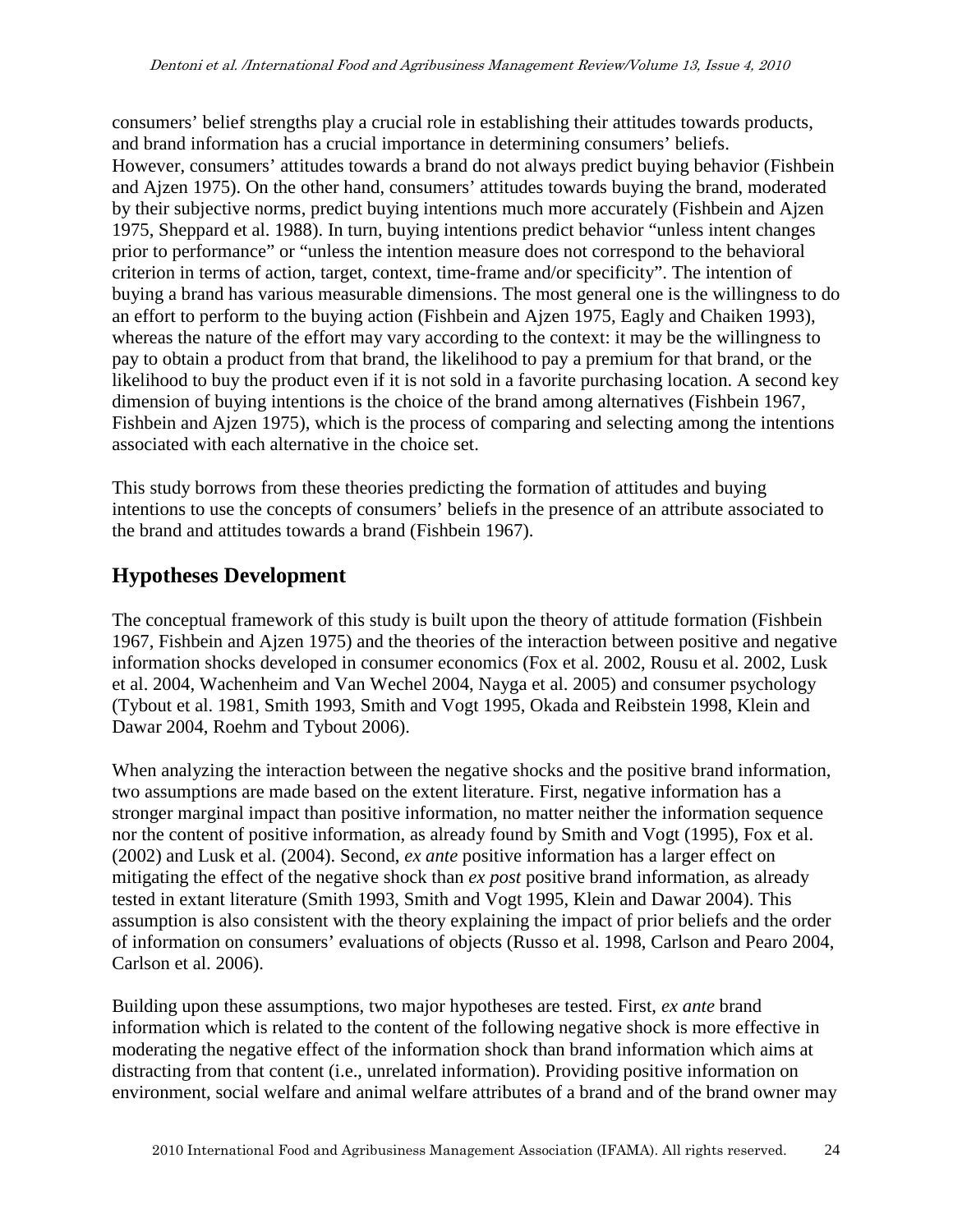consumers' belief strengths play a crucial role in establishing their attitudes towards products, and brand information has a crucial importance in determining consumers' beliefs.
However, consumers' attitudes towards a brand do not always predict buying behavior (Fishbein and Ajzen 1975). On the other hand, consumers' attitudes towards buying the brand, moderated by their subjective norms, predict buying intentions much more accurately (Fishbein and Ajzen 1975, Sheppard et al. 1988). In turn, buying intentions predict behavior "unless intent changes prior to performance" or "unless the intention measure does not correspond to the behavioral criterion in terms of action, target, context, time-frame and/or specificity". The intention of buying a brand has various measurable dimensions. The most general one is the willingness to do an effort to perform to the buying action (Fishbein and Ajzen 1975, Eagly and Chaiken 1993), whereas the nature of the effort may vary according to the context: it may be the willingness to pay to obtain a product from that brand, the likelihood to pay a premium for that brand, or the likelihood to buy the product even if it is not sold in a favorite purchasing location. A second key dimension of buying intentions is the choice of the brand among alternatives (Fishbein 1967, Fishbein and Ajzen 1975), which is the process of comparing and selecting among the intentions associated with each alternative in the choice set.

This study borrows from these theories predicting the formation of attitudes and buying intentions to use the concepts of consumers' beliefs in the presence of an attribute associated to the brand and attitudes towards a brand (Fishbein 1967).

## Hypotheses Development

The conceptual framework of this study is built upon the theory of attitude formation (Fishbein 1967, Fishbein and Ajzen 1975) and the theories of the interaction between positive and negative information shocks developed in consumer economics (Fox et al. 2002, Rousu et al. 2002, Lusk et al. 2004, Wachenheim and Van Wechel 2004, Nayga et al. 2005) and consumer psychology (Tybout et al. 1981, Smith 1993, Smith and Vogt 1995, Okada and Reibstein 1998, Klein and Dawar 2004, Roehm and Tybout 2006).

When analyzing the interaction between the negative shocks and the positive brand information, two assumptions are made based on the extent literature. First, negative information has a stronger marginal impact than positive information, no matter neither the information sequence nor the content of positive information, as already found by Smith and Vogt (1995), Fox et al. (2002) and Lusk et al. (2004). Second, *ex ante* positive information has a larger effect on mitigating the effect of the negative shock than *ex post* positive brand information, as already tested in extant literature (Smith 1993, Smith and Vogt 1995, Klein and Dawar 2004). This assumption is also consistent with the theory explaining the impact of prior beliefs and the order of information on consumers' evaluations of objects (Russo et al. 1998, Carlson and Pearo 2004, Carlson et al. 2006).

Building upon these assumptions, two major hypotheses are tested. First, *ex ante* brand information which is related to the content of the following negative shock is more effective in moderating the negative effect of the information shock than brand information which aims at distracting from that content (i.e., unrelated information). Providing positive information on environment, social welfare and animal welfare attributes of a brand and of the brand owner may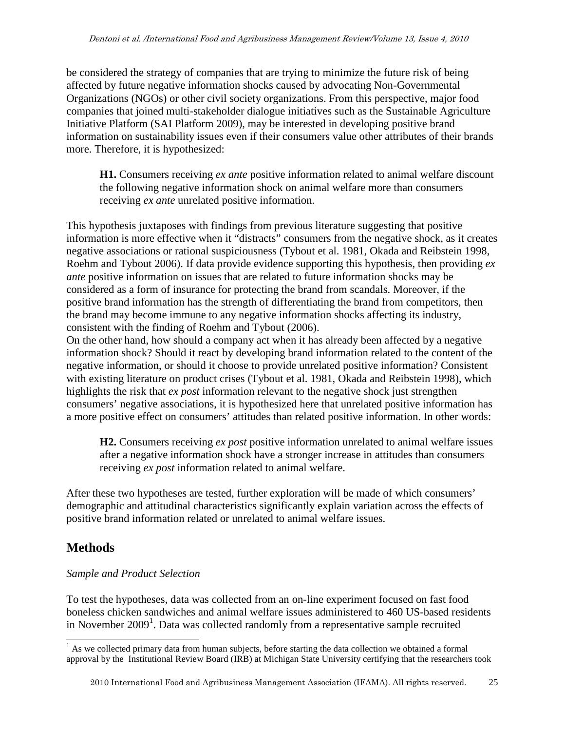be considered the strategy of companies that are trying to minimize the future risk of being affected by future negative information shocks caused by advocating Non-Governmental Organizations (NGOs) or other civil society organizations. From this perspective, major food companies that joined multi-stakeholder dialogue initiatives such as the Sustainable Agriculture Initiative Platform (SAI Platform 2009), may be interested in developing positive brand information on sustainability issues even if their consumers value other attributes of their brands more. Therefore, it is hypothesized:

> **H1.** Consumers receiving *ex ante* positive information related to animal welfare discount the following negative information shock on animal welfare more than consumers receiving *ex ante* unrelated positive information.

This hypothesis juxtaposes with findings from previous literature suggesting that positive information is more effective when it "distracts" consumers from the negative shock, as it creates negative associations or rational suspiciousness (Tybout et al. 1981, Okada and Reibstein 1998, Roehm and Tybout 2006). If data provide evidence supporting this hypothesis, then providing *ex ante* positive information on issues that are related to future information shocks may be considered as a form of insurance for protecting the brand from scandals. Moreover, if the positive brand information has the strength of differentiating the brand from competitors, then the brand may become immune to any negative information shocks affecting its industry, consistent with the finding of Roehm and Tybout (2006).

On the other hand, how should a company act when it has already been affected by a negative information shock? Should it react by developing brand information related to the content of the negative information, or should it choose to provide unrelated positive information? Consistent with existing literature on product crises (Tybout et al. 1981, Okada and Reibstein 1998), which highlights the risk that *ex post* information relevant to the negative shock just strengthen consumers' negative associations, it is hypothesized here that unrelated positive information has a more positive effect on consumers' attitudes than related positive information. In other words:

> **H2.** Consumers receiving *ex post* positive information unrelated to animal welfare issues after a negative information shock have a stronger increase in attitudes than consumers receiving *ex post* information related to animal welfare.

After these two hypotheses are tested, further exploration will be made of which consumers' demographic and attitudinal characteristics significantly explain variation across the effects of positive brand information related or unrelated to animal welfare issues.

## Methods

*Sample and Product Selection*

To test the hypotheses, data was collected from an on-line experiment focused on fast food boneless chicken sandwiches and animal welfare issues administered to 460 US-based residents in November 2009[1]. Data was collected randomly from a representative sample recruited

[1] As we collected primary data from human subjects, before starting the data collection we obtained a formal approval by the Institutional Review Board (IRB) at Michigan State University certifying that the researchers took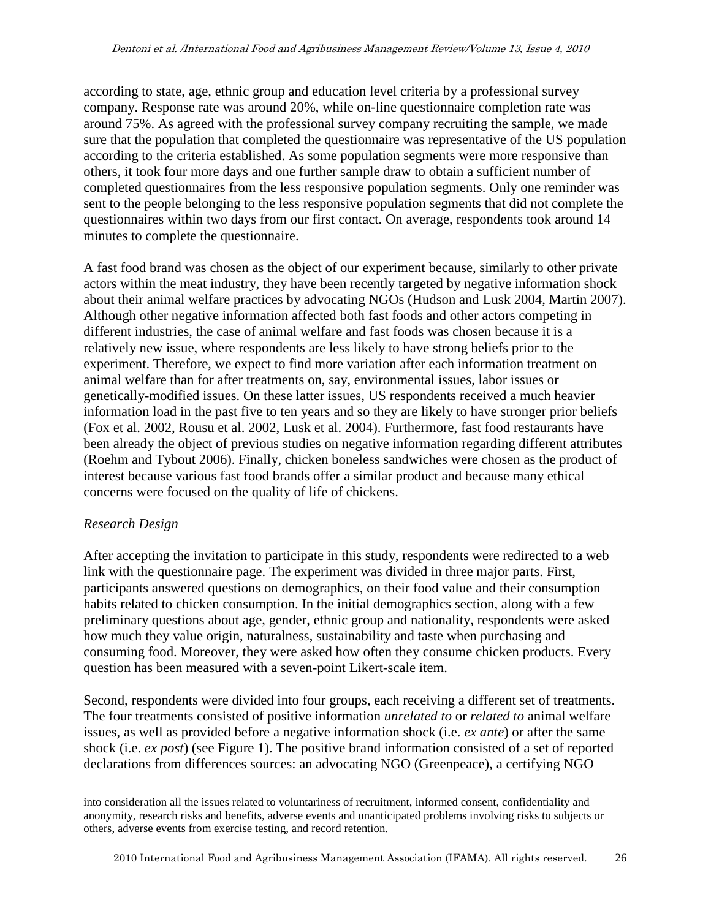according to state, age, ethnic group and education level criteria by a professional survey company. Response rate was around 20%, while on-line questionnaire completion rate was around 75%. As agreed with the professional survey company recruiting the sample, we made sure that the population that completed the questionnaire was representative of the US population according to the criteria established. As some population segments were more responsive than others, it took four more days and one further sample draw to obtain a sufficient number of completed questionnaires from the less responsive population segments. Only one reminder was sent to the people belonging to the less responsive population segments that did not complete the questionnaires within two days from our first contact. On average, respondents took around 14 minutes to complete the questionnaire.

A fast food brand was chosen as the object of our experiment because, similarly to other private actors within the meat industry, they have been recently targeted by negative information shock about their animal welfare practices by advocating NGOs (Hudson and Lusk 2004, Martin 2007). Although other negative information affected both fast foods and other actors competing in different industries, the case of animal welfare and fast foods was chosen because it is a relatively new issue, where respondents are less likely to have strong beliefs prior to the experiment. Therefore, we expect to find more variation after each information treatment on animal welfare than for after treatments on, say, environmental issues, labor issues or genetically-modified issues. On these latter issues, US respondents received a much heavier information load in the past five to ten years and so they are likely to have stronger prior beliefs (Fox et al. 2002, Rousu et al. 2002, Lusk et al. 2004). Furthermore, fast food restaurants have been already the object of previous studies on negative information regarding different attributes (Roehm and Tybout 2006). Finally, chicken boneless sandwiches were chosen as the product of interest because various fast food brands offer a similar product and because many ethical concerns were focused on the quality of life of chickens.

### *Research Design*

After accepting the invitation to participate in this study, respondents were redirected to a web link with the questionnaire page. The experiment was divided in three major parts. First, participants answered questions on demographics, on their food value and their consumption habits related to chicken consumption. In the initial demographics section, along with a few preliminary questions about age, gender, ethnic group and nationality, respondents were asked how much they value origin, naturalness, sustainability and taste when purchasing and consuming food. Moreover, they were asked how often they consume chicken products. Every question has been measured with a seven-point Likert-scale item.

Second, respondents were divided into four groups, each receiving a different set of treatments. The four treatments consisted of positive information *unrelated to* or *related to* animal welfare issues, as well as provided before a negative information shock (i.e. *ex ante*) or after the same shock (i.e. *ex post*) (see Figure 1). The positive brand information consisted of a set of reported declarations from differences sources: an advocating NGO (Greenpeace), a certifying NGO

into consideration all the issues related to voluntariness of recruitment, informed consent, confidentiality and anonymity, research risks and benefits, adverse events and unanticipated problems involving risks to subjects or others, adverse events from exercise testing, and record retention.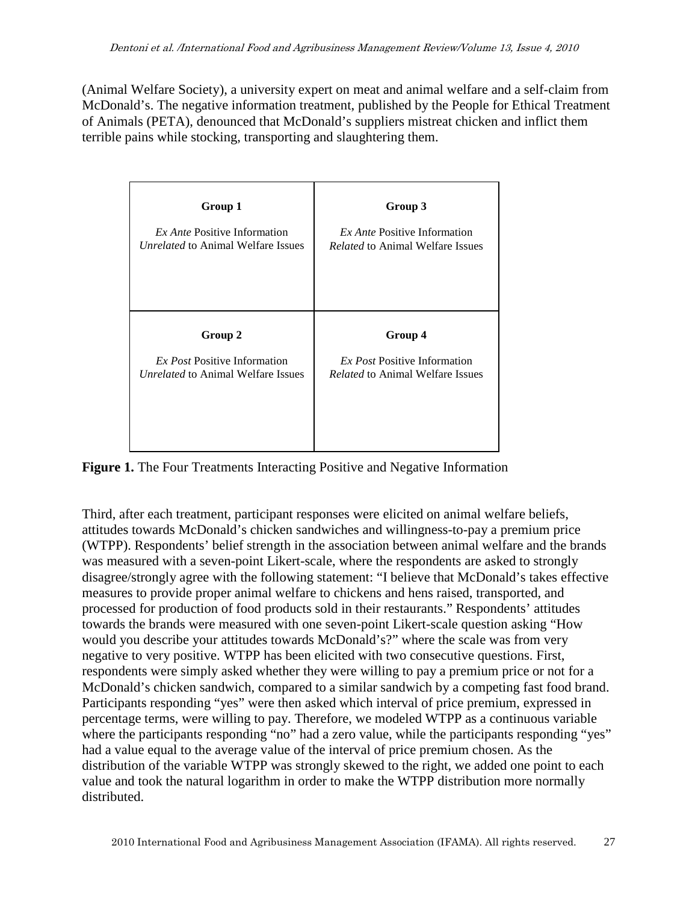(Animal Welfare Society), a university expert on meat and animal welfare and a self-claim from McDonald's. The negative information treatment, published by the People for Ethical Treatment of Animals (PETA), denounced that McDonald's suppliers mistreat chicken and inflict them terrible pains while stocking, transporting and slaughtering them.

| **Group 1**<br>*Ex Ante* Positive Information<br>*Unrelated* to Animal Welfare Issues | **Group 3**<br>*Ex Ante* Positive Information<br>*Related* to Animal Welfare Issues |
|---|---|
| **Group 2**<br>*Ex Post* Positive Information<br>*Unrelated* to Animal Welfare Issues | **Group 4**<br>*Ex Post* Positive Information<br>*Related* to Animal Welfare Issues |

**Figure 1.** The Four Treatments Interacting Positive and Negative Information

Third, after each treatment, participant responses were elicited on animal welfare beliefs, attitudes towards McDonald's chicken sandwiches and willingness-to-pay a premium price (WTPP). Respondents' belief strength in the association between animal welfare and the brands was measured with a seven-point Likert-scale, where the respondents are asked to strongly disagree/strongly agree with the following statement: "I believe that McDonald's takes effective measures to provide proper animal welfare to chickens and hens raised, transported, and processed for production of food products sold in their restaurants." Respondents' attitudes towards the brands were measured with one seven-point Likert-scale question asking "How would you describe your attitudes towards McDonald's?" where the scale was from very negative to very positive. WTPP has been elicited with two consecutive questions. First, respondents were simply asked whether they were willing to pay a premium price or not for a McDonald's chicken sandwich, compared to a similar sandwich by a competing fast food brand. Participants responding "yes" were then asked which interval of price premium, expressed in percentage terms, were willing to pay. Therefore, we modeled WTPP as a continuous variable where the participants responding "no" had a zero value, while the participants responding "yes" had a value equal to the average value of the interval of price premium chosen. As the distribution of the variable WTPP was strongly skewed to the right, we added one point to each value and took the natural logarithm in order to make the WTPP distribution more normally distributed.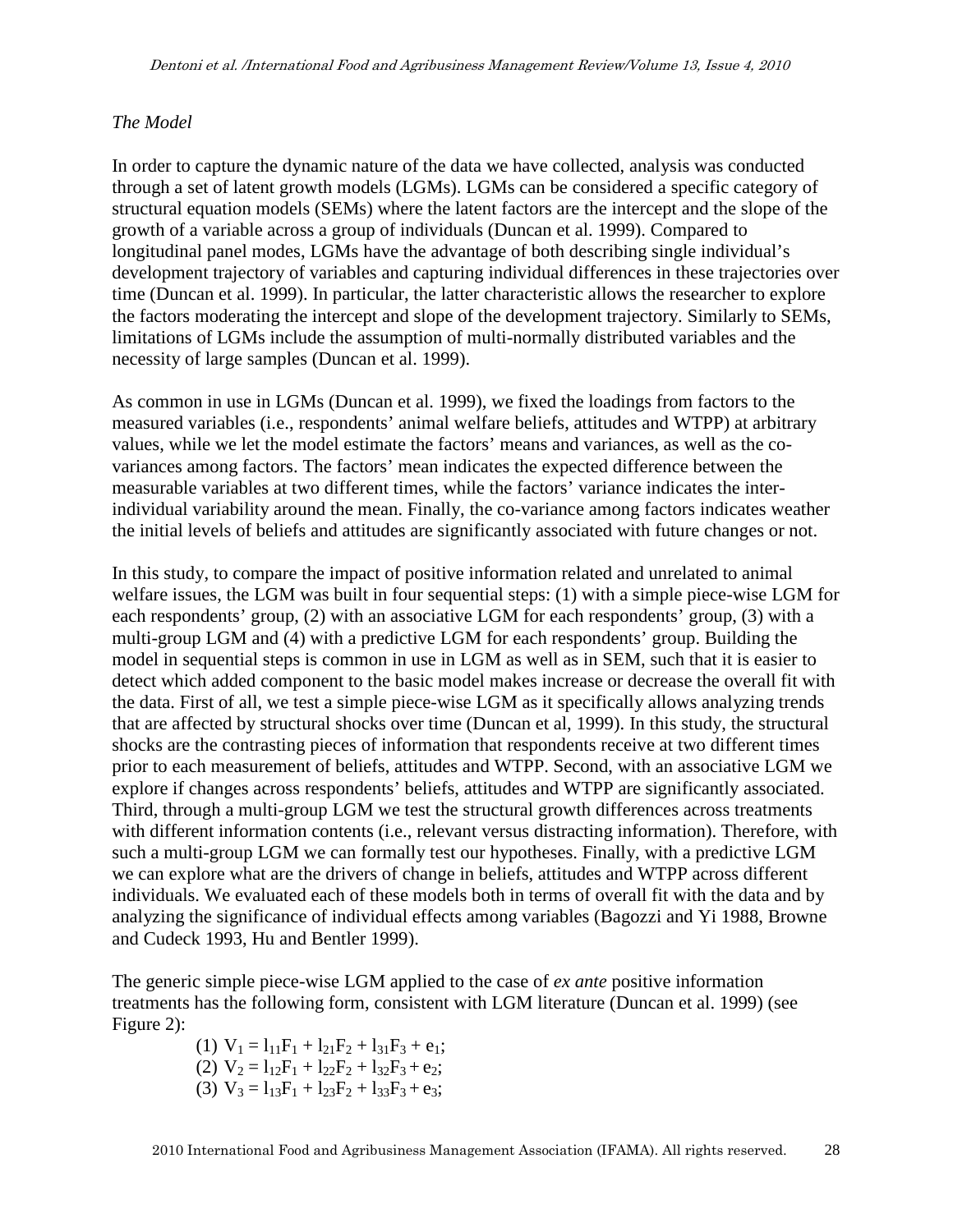*The Model*

In order to capture the dynamic nature of the data we have collected, analysis was conducted through a set of latent growth models (LGMs). LGMs can be considered a specific category of structural equation models (SEMs) where the latent factors are the intercept and the slope of the growth of a variable across a group of individuals (Duncan et al. 1999). Compared to longitudinal panel modes, LGMs have the advantage of both describing single individual's development trajectory of variables and capturing individual differences in these trajectories over time (Duncan et al. 1999). In particular, the latter characteristic allows the researcher to explore the factors moderating the intercept and slope of the development trajectory. Similarly to SEMs, limitations of LGMs include the assumption of multi-normally distributed variables and the necessity of large samples (Duncan et al. 1999).

As common in use in LGMs (Duncan et al. 1999), we fixed the loadings from factors to the measured variables (i.e., respondents' animal welfare beliefs, attitudes and WTPP) at arbitrary values, while we let the model estimate the factors' means and variances, as well as the co-variances among factors. The factors' mean indicates the expected difference between the measurable variables at two different times, while the factors' variance indicates the inter-individual variability around the mean. Finally, the co-variance among factors indicates weather the initial levels of beliefs and attitudes are significantly associated with future changes or not.

In this study, to compare the impact of positive information related and unrelated to animal welfare issues, the LGM was built in four sequential steps: (1) with a simple piece-wise LGM for each respondents' group, (2) with an associative LGM for each respondents' group, (3) with a multi-group LGM and (4) with a predictive LGM for each respondents' group. Building the model in sequential steps is common in use in LGM as well as in SEM, such that it is easier to detect which added component to the basic model makes increase or decrease the overall fit with the data. First of all, we test a simple piece-wise LGM as it specifically allows analyzing trends that are affected by structural shocks over time (Duncan et al, 1999). In this study, the structural shocks are the contrasting pieces of information that respondents receive at two different times prior to each measurement of beliefs, attitudes and WTPP. Second, with an associative LGM we explore if changes across respondents' beliefs, attitudes and WTPP are significantly associated. Third, through a multi-group LGM we test the structural growth differences across treatments with different information contents (i.e., relevant versus distracting information). Therefore, with such a multi-group LGM we can formally test our hypotheses. Finally, with a predictive LGM we can explore what are the drivers of change in beliefs, attitudes and WTPP across different individuals. We evaluated each of these models both in terms of overall fit with the data and by analyzing the significance of individual effects among variables (Bagozzi and Yi 1988, Browne and Cudeck 1993, Hu and Bentler 1999).

The generic simple piece-wise LGM applied to the case of *ex ante* positive information treatments has the following form, consistent with LGM literature (Duncan et al. 1999) (see Figure 2):

(1) $V_1 = l_{11}F_1 + l_{21}F_2 + l_{31}F_3 + e_1$;

(2) $V_2 = l_{12}F_1 + l_{22}F_2 + l_{32}F_3 + e_2$;

(3) $V_3 = l_{13}F_1 + l_{23}F_2 + l_{33}F_3 + e_3$;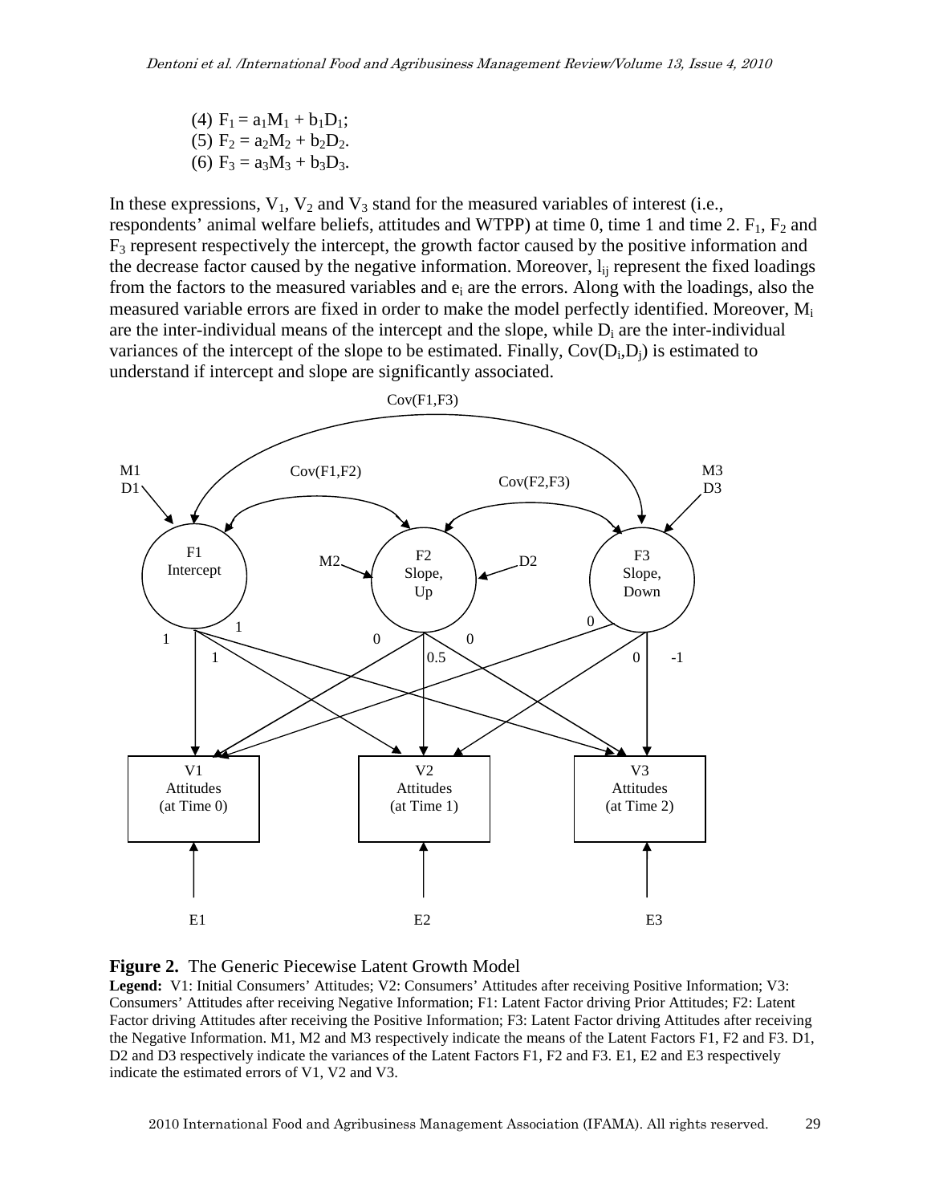(4) $F_1 = a_1M_1 + b_1D_1$;

(5) $F_2 = a_2M_2 + b_2D_2$.

(6) $F_3 = a_3M_3 + b_3D_3$.

In these expressions, $V_1$, $V_2$ and $V_3$ stand for the measured variables of interest (i.e., respondents' animal welfare beliefs, attitudes and WTPP) at time 0, time 1 and time 2. $F_1$, $F_2$ and $F_3$ represent respectively the intercept, the growth factor caused by the positive information and the decrease factor caused by the negative information. Moreover, $l_{ij}$ represent the fixed loadings from the factors to the measured variables and $e_i$ are the errors. Along with the loadings, also the measured variable errors are fixed in order to make the model perfectly identified. Moreover, $M_i$ are the inter-individual means of the intercept and the slope, while $D_i$ are the inter-individual variances of the intercept of the slope to be estimated. Finally, $Cov(D_i,D_j)$ is estimated to understand if intercept and slope are significantly associated.

**Figure 2.** The Generic Piecewise Latent Growth Model

**Legend:** V1: Initial Consumers' Attitudes; V2: Consumers' Attitudes after receiving Positive Information; V3: Consumers' Attitudes after receiving Negative Information; F1: Latent Factor driving Prior Attitudes; F2: Latent Factor driving Attitudes after receiving the Positive Information; F3: Latent Factor driving Attitudes after receiving the Negative Information. M1, M2 and M3 respectively indicate the means of the Latent Factors F1, F2 and F3. D1, D2 and D3 respectively indicate the variances of the Latent Factors F1, F2 and F3. E1, E2 and E3 respectively indicate the estimated errors of V1, V2 and V3.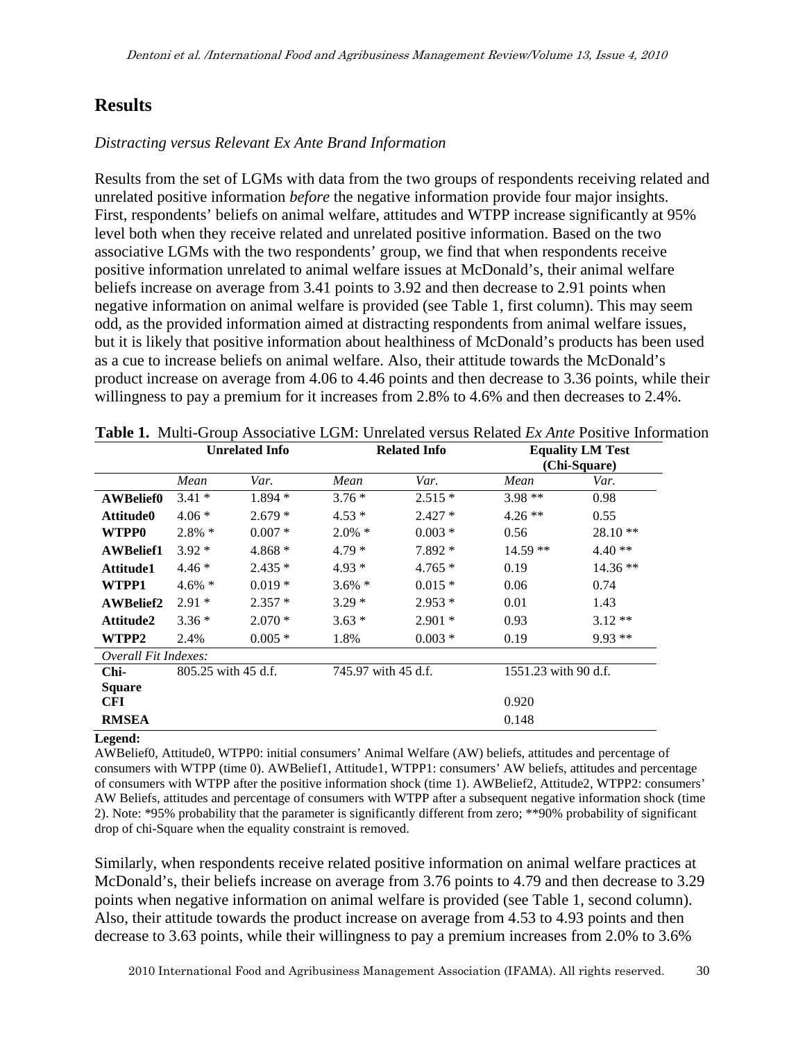## Results

### *Distracting versus Relevant Ex Ante Brand Information*

Results from the set of LGMs with data from the two groups of respondents receiving related and unrelated positive information *before* the negative information provide four major insights. First, respondents' beliefs on animal welfare, attitudes and WTPP increase significantly at 95% level both when they receive related and unrelated positive information. Based on the two associative LGMs with the two respondents' group, we find that when respondents receive positive information unrelated to animal welfare issues at McDonald's, their animal welfare beliefs increase on average from 3.41 points to 3.92 and then decrease to 2.91 points when negative information on animal welfare is provided (see Table 1, first column). This may seem odd, as the provided information aimed at distracting respondents from animal welfare issues, but it is likely that positive information about healthiness of McDonald's products has been used as a cue to increase beliefs on animal welfare. Also, their attitude towards the McDonald's product increase on average from 4.06 to 4.46 points and then decrease to 3.36 points, while their willingness to pay a premium for it increases from 2.8% to 4.6% and then decreases to 2.4%.

**Table 1.** Multi-Group Associative LGM: Unrelated versus Related *Ex Ante* Positive Information

| | **Unrelated Info** | | **Related Info** | | **Equality LM Test (Chi-Square)** | |
|---|---|---|---|---|---|---|
| | *Mean* | *Var.* | *Mean* | *Var.* | *Mean* | *Var.* |
| **AWBelief0** | 3.41 * | 1.894 * | 3.76 * | 2.515 * | 3.98 ** | 0.98 |
| **Attitude0** | 4.06 * | 2.679 * | 4.53 * | 2.427 * | 4.26 ** | 0.55 |
| **WTPP0** | 2.8% * | 0.007 * | 2.0% * | 0.003 * | 0.56 | 28.10 ** |
| **AWBelief1** | 3.92 * | 4.868 * | 4.79 * | 7.892 * | 14.59 ** | 4.40 ** |
| **Attitude1** | 4.46 * | 2.435 * | 4.93 * | 4.765 * | 0.19 | 14.36 ** |
| **WTPP1** | 4.6% * | 0.019 * | 3.6% * | 0.015 * | 0.06 | 0.74 |
| **AWBelief2** | 2.91 * | 2.357 * | 3.29 * | 2.953 * | 0.01 | 1.43 |
| **Attitude2** | 3.36 * | 2.070 * | 3.63 * | 2.901 * | 0.93 | 3.12 ** |
| **WTPP2** | 2.4% | 0.005 * | 1.8% | 0.003 * | 0.19 | 9.93 ** |
| *Overall Fit Indexes:* | | | | | | |
| **Chi-Square** | 805.25 with 45 d.f. | | 745.97 with 45 d.f. | | 1551.23 with 90 d.f. | |
| **CFI** | | | | | 0.920 | |
| **RMSEA** | | | | | 0.148 | |

**Legend:**

AWBelief0, Attitude0, WTPP0: initial consumers' Animal Welfare (AW) beliefs, attitudes and percentage of consumers with WTPP (time 0). AWBelief1, Attitude1, WTPP1: consumers' AW beliefs, attitudes and percentage of consumers with WTPP after the positive information shock (time 1). AWBelief2, Attitude2, WTPP2: consumers' AW Beliefs, attitudes and percentage of consumers with WTPP after a subsequent negative information shock (time 2). Note: *95% probability that the parameter is significantly different from zero; **90% probability of significant drop of chi-Square when the equality constraint is removed.

Similarly, when respondents receive related positive information on animal welfare practices at McDonald's, their beliefs increase on average from 3.76 points to 4.79 and then decrease to 3.29 points when negative information on animal welfare is provided (see Table 1, second column). Also, their attitude towards the product increase on average from 4.53 to 4.93 points and then decrease to 3.63 points, while their willingness to pay a premium increases from 2.0% to 3.6%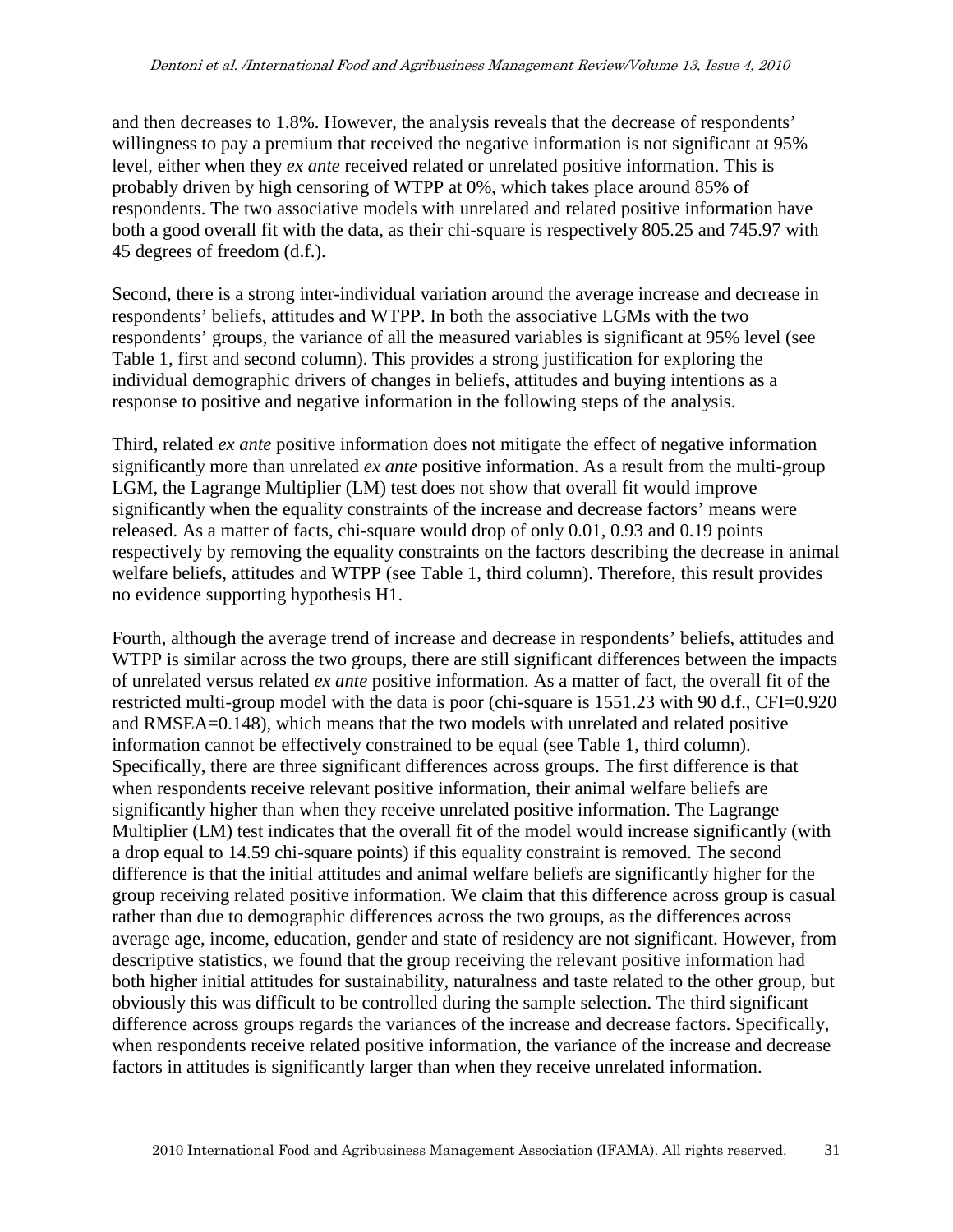and then decreases to 1.8%. However, the analysis reveals that the decrease of respondents' willingness to pay a premium that received the negative information is not significant at 95% level, either when they *ex ante* received related or unrelated positive information. This is probably driven by high censoring of WTPP at 0%, which takes place around 85% of respondents. The two associative models with unrelated and related positive information have both a good overall fit with the data, as their chi-square is respectively 805.25 and 745.97 with 45 degrees of freedom (d.f.).

Second, there is a strong inter-individual variation around the average increase and decrease in respondents' beliefs, attitudes and WTPP. In both the associative LGMs with the two respondents' groups, the variance of all the measured variables is significant at 95% level (see Table 1, first and second column). This provides a strong justification for exploring the individual demographic drivers of changes in beliefs, attitudes and buying intentions as a response to positive and negative information in the following steps of the analysis.

Third, related *ex ante* positive information does not mitigate the effect of negative information significantly more than unrelated *ex ante* positive information. As a result from the multi-group LGM, the Lagrange Multiplier (LM) test does not show that overall fit would improve significantly when the equality constraints of the increase and decrease factors' means were released. As a matter of facts, chi-square would drop of only 0.01, 0.93 and 0.19 points respectively by removing the equality constraints on the factors describing the decrease in animal welfare beliefs, attitudes and WTPP (see Table 1, third column). Therefore, this result provides no evidence supporting hypothesis H1.

Fourth, although the average trend of increase and decrease in respondents' beliefs, attitudes and WTPP is similar across the two groups, there are still significant differences between the impacts of unrelated versus related *ex ante* positive information. As a matter of fact, the overall fit of the restricted multi-group model with the data is poor (chi-square is 1551.23 with 90 d.f., CFI=0.920 and RMSEA=0.148), which means that the two models with unrelated and related positive information cannot be effectively constrained to be equal (see Table 1, third column). Specifically, there are three significant differences across groups. The first difference is that when respondents receive relevant positive information, their animal welfare beliefs are significantly higher than when they receive unrelated positive information. The Lagrange Multiplier (LM) test indicates that the overall fit of the model would increase significantly (with a drop equal to 14.59 chi-square points) if this equality constraint is removed. The second difference is that the initial attitudes and animal welfare beliefs are significantly higher for the group receiving related positive information. We claim that this difference across group is casual rather than due to demographic differences across the two groups, as the differences across average age, income, education, gender and state of residency are not significant. However, from descriptive statistics, we found that the group receiving the relevant positive information had both higher initial attitudes for sustainability, naturalness and taste related to the other group, but obviously this was difficult to be controlled during the sample selection. The third significant difference across groups regards the variances of the increase and decrease factors. Specifically, when respondents receive related positive information, the variance of the increase and decrease factors in attitudes is significantly larger than when they receive unrelated information.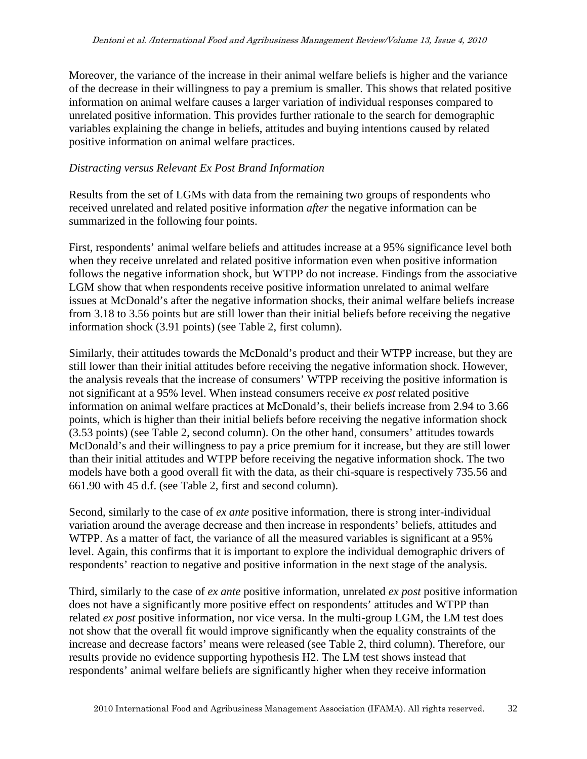Moreover, the variance of the increase in their animal welfare beliefs is higher and the variance of the decrease in their willingness to pay a premium is smaller. This shows that related positive information on animal welfare causes a larger variation of individual responses compared to unrelated positive information. This provides further rationale to the search for demographic variables explaining the change in beliefs, attitudes and buying intentions caused by related positive information on animal welfare practices.

*Distracting versus Relevant Ex Post Brand Information*

Results from the set of LGMs with data from the remaining two groups of respondents who received unrelated and related positive information *after* the negative information can be summarized in the following four points.

First, respondents' animal welfare beliefs and attitudes increase at a 95% significance level both when they receive unrelated and related positive information even when positive information follows the negative information shock, but WTPP do not increase. Findings from the associative LGM show that when respondents receive positive information unrelated to animal welfare issues at McDonald's after the negative information shocks, their animal welfare beliefs increase from 3.18 to 3.56 points but are still lower than their initial beliefs before receiving the negative information shock (3.91 points) (see Table 2, first column).

Similarly, their attitudes towards the McDonald's product and their WTPP increase, but they are still lower than their initial attitudes before receiving the negative information shock. However, the analysis reveals that the increase of consumers' WTPP receiving the positive information is not significant at a 95% level. When instead consumers receive *ex post* related positive information on animal welfare practices at McDonald's, their beliefs increase from 2.94 to 3.66 points, which is higher than their initial beliefs before receiving the negative information shock (3.53 points) (see Table 2, second column). On the other hand, consumers' attitudes towards McDonald's and their willingness to pay a price premium for it increase, but they are still lower than their initial attitudes and WTPP before receiving the negative information shock. The two models have both a good overall fit with the data, as their chi-square is respectively 735.56 and 661.90 with 45 d.f. (see Table 2, first and second column).

Second, similarly to the case of *ex ante* positive information, there is strong inter-individual variation around the average decrease and then increase in respondents' beliefs, attitudes and WTPP. As a matter of fact, the variance of all the measured variables is significant at a 95% level. Again, this confirms that it is important to explore the individual demographic drivers of respondents' reaction to negative and positive information in the next stage of the analysis.

Third, similarly to the case of *ex ante* positive information, unrelated *ex post* positive information does not have a significantly more positive effect on respondents' attitudes and WTPP than related *ex post* positive information, nor vice versa. In the multi-group LGM, the LM test does not show that the overall fit would improve significantly when the equality constraints of the increase and decrease factors' means were released (see Table 2, third column). Therefore, our results provide no evidence supporting hypothesis H2. The LM test shows instead that respondents' animal welfare beliefs are significantly higher when they receive information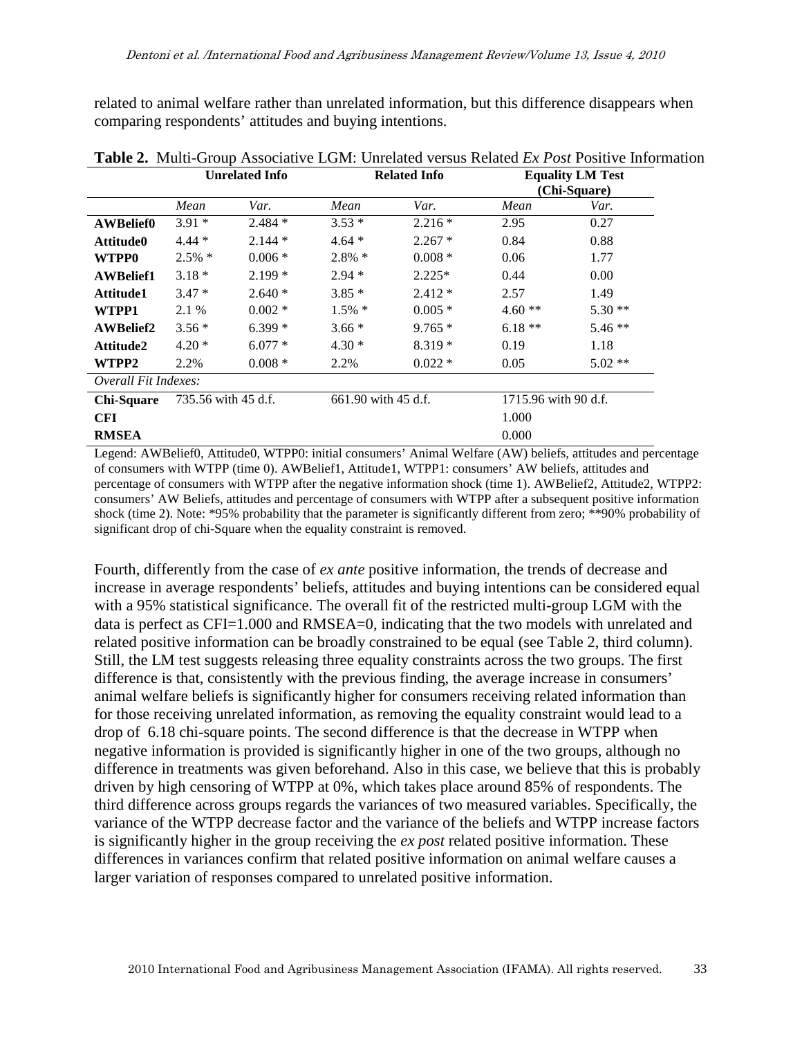related to animal welfare rather than unrelated information, but this difference disappears when comparing respondents' attitudes and buying intentions.

**Table 2.** Multi-Group Associative LGM: Unrelated versus Related *Ex Post* Positive Information

| | **Unrelated Info** | | **Related Info** | | **Equality LM Test (Chi-Square)** | |
|---|---|---|---|---|---|---|
| | *Mean* | *Var.* | *Mean* | *Var.* | *Mean* | *Var.* |
| **AWBelief0** | 3.91 * | 2.484 * | 3.53 * | 2.216 * | 2.95 | 0.27 |
| **Attitude0** | 4.44 * | 2.144 * | 4.64 * | 2.267 * | 0.84 | 0.88 |
| **WTPP0** | 2.5% * | 0.006 * | 2.8% * | 0.008 * | 0.06 | 1.77 |
| **AWBelief1** | 3.18 * | 2.199 * | 2.94 * | 2.225* | 0.44 | 0.00 |
| **Attitude1** | 3.47 * | 2.640 * | 3.85 * | 2.412 * | 2.57 | 1.49 |
| **WTPP1** | 2.1 % | 0.002 * | 1.5% * | 0.005 * | 4.60 ** | 5.30 ** |
| **AWBelief2** | 3.56 * | 6.399 * | 3.66 * | 9.765 * | 6.18 ** | 5.46 ** |
| **Attitude2** | 4.20 * | 6.077 * | 4.30 * | 8.319 * | 0.19 | 1.18 |
| **WTPP2** | 2.2% | 0.008 * | 2.2% | 0.022 * | 0.05 | 5.02 ** |
| *Overall Fit Indexes:* | | | | | | |
| **Chi-Square** | 735.56 with 45 d.f. | | 661.90 with 45 d.f. | | 1715.96 with 90 d.f. | |
| **CFI** | | | | | 1.000 | |
| **RMSEA** | | | | | 0.000 | |

Legend: AWBelief0, Attitude0, WTPP0: initial consumers' Animal Welfare (AW) beliefs, attitudes and percentage of consumers with WTPP (time 0). AWBelief1, Attitude1, WTPP1: consumers' AW beliefs, attitudes and percentage of consumers with WTPP after the negative information shock (time 1). AWBelief2, Attitude2, WTPP2: consumers' AW Beliefs, attitudes and percentage of consumers with WTPP after a subsequent positive information shock (time 2). Note: *95% probability that the parameter is significantly different from zero; **90% probability of significant drop of chi-Square when the equality constraint is removed.

Fourth, differently from the case of *ex ante* positive information, the trends of decrease and increase in average respondents' beliefs, attitudes and buying intentions can be considered equal with a 95% statistical significance. The overall fit of the restricted multi-group LGM with the data is perfect as CFI=1.000 and RMSEA=0, indicating that the two models with unrelated and related positive information can be broadly constrained to be equal (see Table 2, third column). Still, the LM test suggests releasing three equality constraints across the two groups. The first difference is that, consistently with the previous finding, the average increase in consumers' animal welfare beliefs is significantly higher for consumers receiving related information than for those receiving unrelated information, as removing the equality constraint would lead to a drop of 6.18 chi-square points. The second difference is that the decrease in WTPP when negative information is provided is significantly higher in one of the two groups, although no difference in treatments was given beforehand. Also in this case, we believe that this is probably driven by high censoring of WTPP at 0%, which takes place around 85% of respondents. The third difference across groups regards the variances of two measured variables. Specifically, the variance of the WTPP decrease factor and the variance of the beliefs and WTPP increase factors is significantly higher in the group receiving the *ex post* related positive information. These differences in variances confirm that related positive information on animal welfare causes a larger variation of responses compared to unrelated positive information.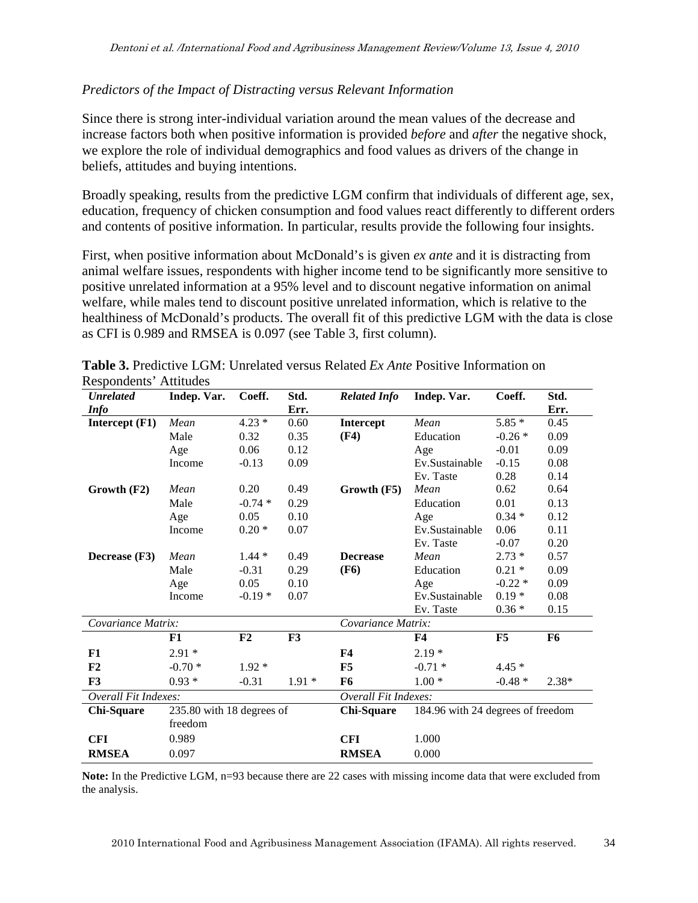*Predictors of the Impact of Distracting versus Relevant Information*

Since there is strong inter-individual variation around the mean values of the decrease and increase factors both when positive information is provided *before* and *after* the negative shock, we explore the role of individual demographics and food values as drivers of the change in beliefs, attitudes and buying intentions.

Broadly speaking, results from the predictive LGM confirm that individuals of different age, sex, education, frequency of chicken consumption and food values react differently to different orders and contents of positive information. In particular, results provide the following four insights.

First, when positive information about McDonald's is given *ex ante* and it is distracting from animal welfare issues, respondents with higher income tend to be significantly more sensitive to positive unrelated information at a 95% level and to discount negative information on animal welfare, while males tend to discount positive unrelated information, which is relative to the healthiness of McDonald's products. The overall fit of this predictive LGM with the data is close as CFI is 0.989 and RMSEA is 0.097 (see Table 3, first column).

**Table 3.** Predictive LGM: Unrelated versus Related *Ex Ante* Positive Information on Respondents' Attitudes

| *Unrelated Info* | Indep. Var. | Coeff. | Std. Err. | *Related Info* | Indep. Var. | Coeff. | Std. Err. |
|---|---|---|---|---|---|---|---|
| **Intercept (F1)** | *Mean* | 4.23 * | 0.60 | **Intercept (F4)** | *Mean* | 5.85 * | 0.45 |
| | Male | 0.32 | 0.35 | | Education | -0.26 * | 0.09 |
| | Age | 0.06 | 0.12 | | Age | -0.01 | 0.09 |
| | Income | -0.13 | 0.09 | | Ev.Sustainable | -0.15 | 0.08 |
| | | | | | Ev. Taste | 0.28 | 0.14 |
| **Growth (F2)** | *Mean* | 0.20 | 0.49 | **Growth (F5)** | *Mean* | 0.62 | 0.64 |
| | Male | -0.74 * | 0.29 | | Education | 0.01 | 0.13 |
| | Age | 0.05 | 0.10 | | Age | 0.34 * | 0.12 |
| | Income | 0.20 * | 0.07 | | Ev.Sustainable | 0.06 | 0.11 |
| | | | | | Ev. Taste | -0.07 | 0.20 |
| **Decrease (F3)** | *Mean* | 1.44 * | 0.49 | **Decrease (F6)** | *Mean* | 2.73 * | 0.57 |
| | Male | -0.31 | 0.29 | | Education | 0.21 * | 0.09 |
| | Age | 0.05 | 0.10 | | Age | -0.22 * | 0.09 |
| | Income | -0.19 * | 0.07 | | Ev.Sustainable | 0.19 * | 0.08 |
| | | | | | Ev. Taste | 0.36 * | 0.15 |
| *Covariance Matrix:* | | | | *Covariance Matrix:* | | | |
| | **F1** | **F2** | **F3** | | **F4** | **F5** | **F6** |
| **F1** | 2.91 * | | | **F4** | 2.19 * | | |
| **F2** | -0.70 * | 1.92 * | | **F5** | -0.71 * | 4.45 * | |
| **F3** | 0.93 * | -0.31 | 1.91 * | **F6** | 1.00 * | -0.48 * | 2.38* |
| *Overall Fit Indexes:* | | | | *Overall Fit Indexes:* | | | |
| **Chi-Square** | 235.80 with 18 degrees of freedom | | | **Chi-Square** | 184.96 with 24 degrees of freedom | | |
| **CFI** | 0.989 | | | **CFI** | 1.000 | | |
| **RMSEA** | 0.097 | | | **RMSEA** | 0.000 | | |

**Note:** In the Predictive LGM, n=93 because there are 22 cases with missing income data that were excluded from the analysis.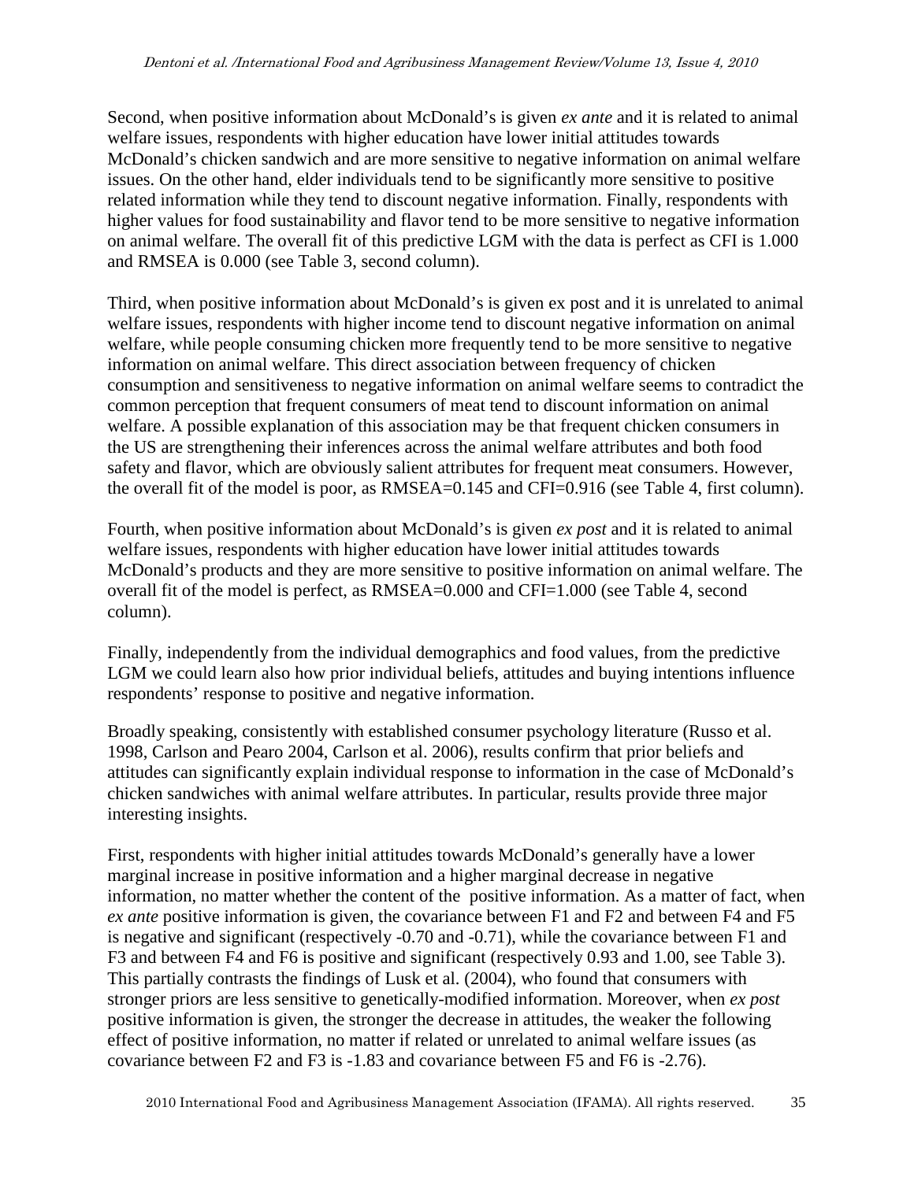Second, when positive information about McDonald's is given *ex ante* and it is related to animal welfare issues, respondents with higher education have lower initial attitudes towards McDonald's chicken sandwich and are more sensitive to negative information on animal welfare issues. On the other hand, elder individuals tend to be significantly more sensitive to positive related information while they tend to discount negative information. Finally, respondents with higher values for food sustainability and flavor tend to be more sensitive to negative information on animal welfare. The overall fit of this predictive LGM with the data is perfect as CFI is 1.000 and RMSEA is 0.000 (see Table 3, second column).

Third, when positive information about McDonald's is given ex post and it is unrelated to animal welfare issues, respondents with higher income tend to discount negative information on animal welfare, while people consuming chicken more frequently tend to be more sensitive to negative information on animal welfare. This direct association between frequency of chicken consumption and sensitiveness to negative information on animal welfare seems to contradict the common perception that frequent consumers of meat tend to discount information on animal welfare. A possible explanation of this association may be that frequent chicken consumers in the US are strengthening their inferences across the animal welfare attributes and both food safety and flavor, which are obviously salient attributes for frequent meat consumers. However, the overall fit of the model is poor, as RMSEA=0.145 and CFI=0.916 (see Table 4, first column).

Fourth, when positive information about McDonald's is given *ex post* and it is related to animal welfare issues, respondents with higher education have lower initial attitudes towards McDonald's products and they are more sensitive to positive information on animal welfare. The overall fit of the model is perfect, as RMSEA=0.000 and CFI=1.000 (see Table 4, second column).

Finally, independently from the individual demographics and food values, from the predictive LGM we could learn also how prior individual beliefs, attitudes and buying intentions influence respondents' response to positive and negative information.

Broadly speaking, consistently with established consumer psychology literature (Russo et al. 1998, Carlson and Pearo 2004, Carlson et al. 2006), results confirm that prior beliefs and attitudes can significantly explain individual response to information in the case of McDonald's chicken sandwiches with animal welfare attributes. In particular, results provide three major interesting insights.

First, respondents with higher initial attitudes towards McDonald's generally have a lower marginal increase in positive information and a higher marginal decrease in negative information, no matter whether the content of the positive information. As a matter of fact, when *ex ante* positive information is given, the covariance between F1 and F2 and between F4 and F5 is negative and significant (respectively -0.70 and -0.71), while the covariance between F1 and F3 and between F4 and F6 is positive and significant (respectively 0.93 and 1.00, see Table 3). This partially contrasts the findings of Lusk et al. (2004), who found that consumers with stronger priors are less sensitive to genetically-modified information. Moreover, when *ex post* positive information is given, the stronger the decrease in attitudes, the weaker the following effect of positive information, no matter if related or unrelated to animal welfare issues (as covariance between F2 and F3 is -1.83 and covariance between F5 and F6 is -2.76).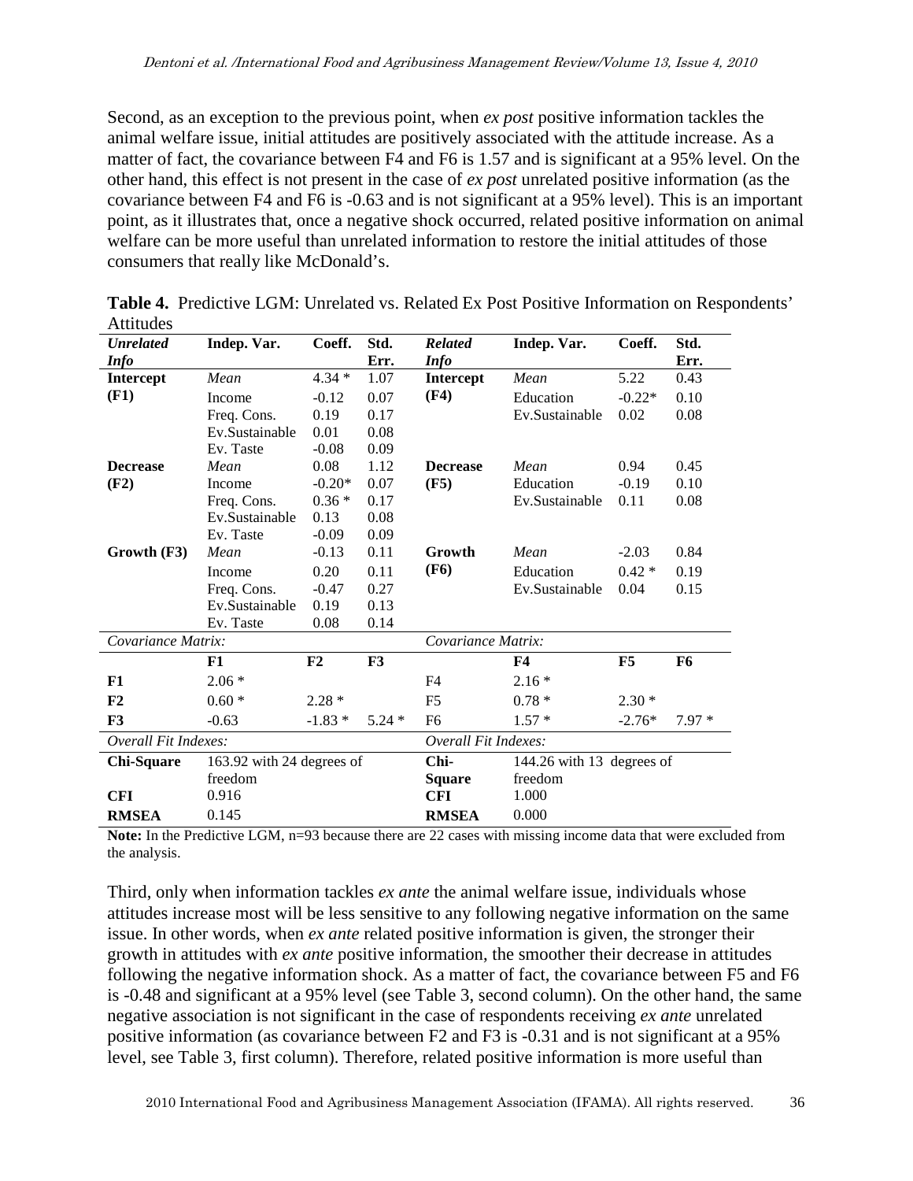Second, as an exception to the previous point, when *ex post* positive information tackles the animal welfare issue, initial attitudes are positively associated with the attitude increase. As a matter of fact, the covariance between F4 and F6 is 1.57 and is significant at a 95% level. On the other hand, this effect is not present in the case of *ex post* unrelated positive information (as the covariance between F4 and F6 is -0.63 and is not significant at a 95% level). This is an important point, as it illustrates that, once a negative shock occurred, related positive information on animal welfare can be more useful than unrelated information to restore the initial attitudes of those consumers that really like McDonald's.

**Table 4.** Predictive LGM: Unrelated vs. Related Ex Post Positive Information on Respondents' Attitudes

| *Unrelated Info* | Indep. Var. | Coeff. | Std. Err. | *Related Info* | Indep. Var. | Coeff. | Std. Err. |
|---|---|---|---|---|---|---|---|
| **Intercept (F1)** | *Mean* | 4.34 * | 1.07 | **Intercept (F4)** | *Mean* | 5.22 | 0.43 |
| | Income | -0.12 | 0.07 | | Education | -0.22* | 0.10 |
| | Freq. Cons. | 0.19 | 0.17 | | Ev.Sustainable | 0.02 | 0.08 |
| | Ev.Sustainable | 0.01 | 0.08 | | | | |
| | Ev. Taste | -0.08 | 0.09 | | | | |
| **Decrease (F2)** | *Mean* | 0.08 | 1.12 | **Decrease (F5)** | *Mean* | 0.94 | 0.45 |
| | Income | -0.20* | 0.07 | | Education | -0.19 | 0.10 |
| | Freq. Cons. | 0.36 * | 0.17 | | Ev.Sustainable | 0.11 | 0.08 |
| | Ev.Sustainable | 0.13 | 0.08 | | | | |
| | Ev. Taste | -0.09 | 0.09 | | | | |
| **Growth (F3)** | *Mean* | -0.13 | 0.11 | **Growth (F6)** | *Mean* | -2.03 | 0.84 |
| | Income | 0.20 | 0.11 | | Education | 0.42 * | 0.19 |
| | Freq. Cons. | -0.47 | 0.27 | | Ev.Sustainable | 0.04 | 0.15 |
| | Ev.Sustainable | 0.19 | 0.13 | | | | |
| | Ev. Taste | 0.08 | 0.14 | | | | |
| *Covariance Matrix:* | | | | *Covariance Matrix:* | | | |
| | **F1** | **F2** | **F3** | | **F4** | **F5** | **F6** |
| **F1** | 2.06 * | | | F4 | 2.16 * | | |
| **F2** | 0.60 * | 2.28 * | | F5 | 0.78 * | 2.30 * | |
| **F3** | -0.63 | -1.83 * | 5.24 * | F6 | 1.57 * | -2.76* | 7.97 * |
| *Overall Fit Indexes:* | | | | *Overall Fit Indexes:* | | | |
| **Chi-Square** | 163.92 with 24 degrees of freedom | | | **Chi-Square** | 144.26 with 13 degrees of freedom | | |
| **CFI** | 0.916 | | | **CFI** | 1.000 | | |
| **RMSEA** | 0.145 | | | **RMSEA** | 0.000 | | |

**Note:** In the Predictive LGM, n=93 because there are 22 cases with missing income data that were excluded from the analysis.

Third, only when information tackles *ex ante* the animal welfare issue, individuals whose attitudes increase most will be less sensitive to any following negative information on the same issue. In other words, when *ex ante* related positive information is given, the stronger their growth in attitudes with *ex ante* positive information, the smoother their decrease in attitudes following the negative information shock. As a matter of fact, the covariance between F5 and F6 is -0.48 and significant at a 95% level (see Table 3, second column). On the other hand, the same negative association is not significant in the case of respondents receiving *ex ante* unrelated positive information (as covariance between F2 and F3 is -0.31 and is not significant at a 95% level, see Table 3, first column). Therefore, related positive information is more useful than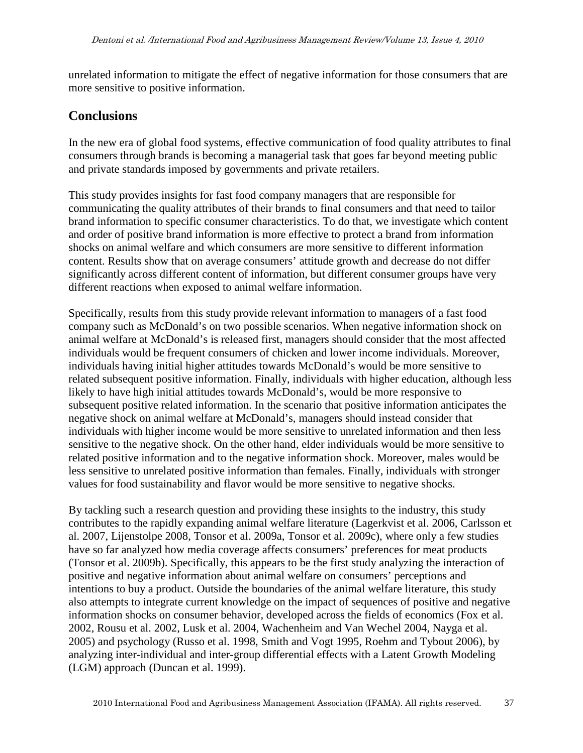unrelated information to mitigate the effect of negative information for those consumers that are more sensitive to positive information.

## Conclusions

In the new era of global food systems, effective communication of food quality attributes to final consumers through brands is becoming a managerial task that goes far beyond meeting public and private standards imposed by governments and private retailers.

This study provides insights for fast food company managers that are responsible for communicating the quality attributes of their brands to final consumers and that need to tailor brand information to specific consumer characteristics. To do that, we investigate which content and order of positive brand information is more effective to protect a brand from information shocks on animal welfare and which consumers are more sensitive to different information content. Results show that on average consumers' attitude growth and decrease do not differ significantly across different content of information, but different consumer groups have very different reactions when exposed to animal welfare information.

Specifically, results from this study provide relevant information to managers of a fast food company such as McDonald's on two possible scenarios. When negative information shock on animal welfare at McDonald's is released first, managers should consider that the most affected individuals would be frequent consumers of chicken and lower income individuals. Moreover, individuals having initial higher attitudes towards McDonald's would be more sensitive to related subsequent positive information. Finally, individuals with higher education, although less likely to have high initial attitudes towards McDonald's, would be more responsive to subsequent positive related information. In the scenario that positive information anticipates the negative shock on animal welfare at McDonald's, managers should instead consider that individuals with higher income would be more sensitive to unrelated information and then less sensitive to the negative shock. On the other hand, elder individuals would be more sensitive to related positive information and to the negative information shock. Moreover, males would be less sensitive to unrelated positive information than females. Finally, individuals with stronger values for food sustainability and flavor would be more sensitive to negative shocks.

By tackling such a research question and providing these insights to the industry, this study contributes to the rapidly expanding animal welfare literature (Lagerkvist et al. 2006, Carlsson et al. 2007, Lijenstolpe 2008, Tonsor et al. 2009a, Tonsor et al. 2009c), where only a few studies have so far analyzed how media coverage affects consumers' preferences for meat products (Tonsor et al. 2009b). Specifically, this appears to be the first study analyzing the interaction of positive and negative information about animal welfare on consumers' perceptions and intentions to buy a product. Outside the boundaries of the animal welfare literature, this study also attempts to integrate current knowledge on the impact of sequences of positive and negative information shocks on consumer behavior, developed across the fields of economics (Fox et al. 2002, Rousu et al. 2002, Lusk et al. 2004, Wachenheim and Van Wechel 2004, Nayga et al. 2005) and psychology (Russo et al. 1998, Smith and Vogt 1995, Roehm and Tybout 2006), by analyzing inter-individual and inter-group differential effects with a Latent Growth Modeling (LGM) approach (Duncan et al. 1999).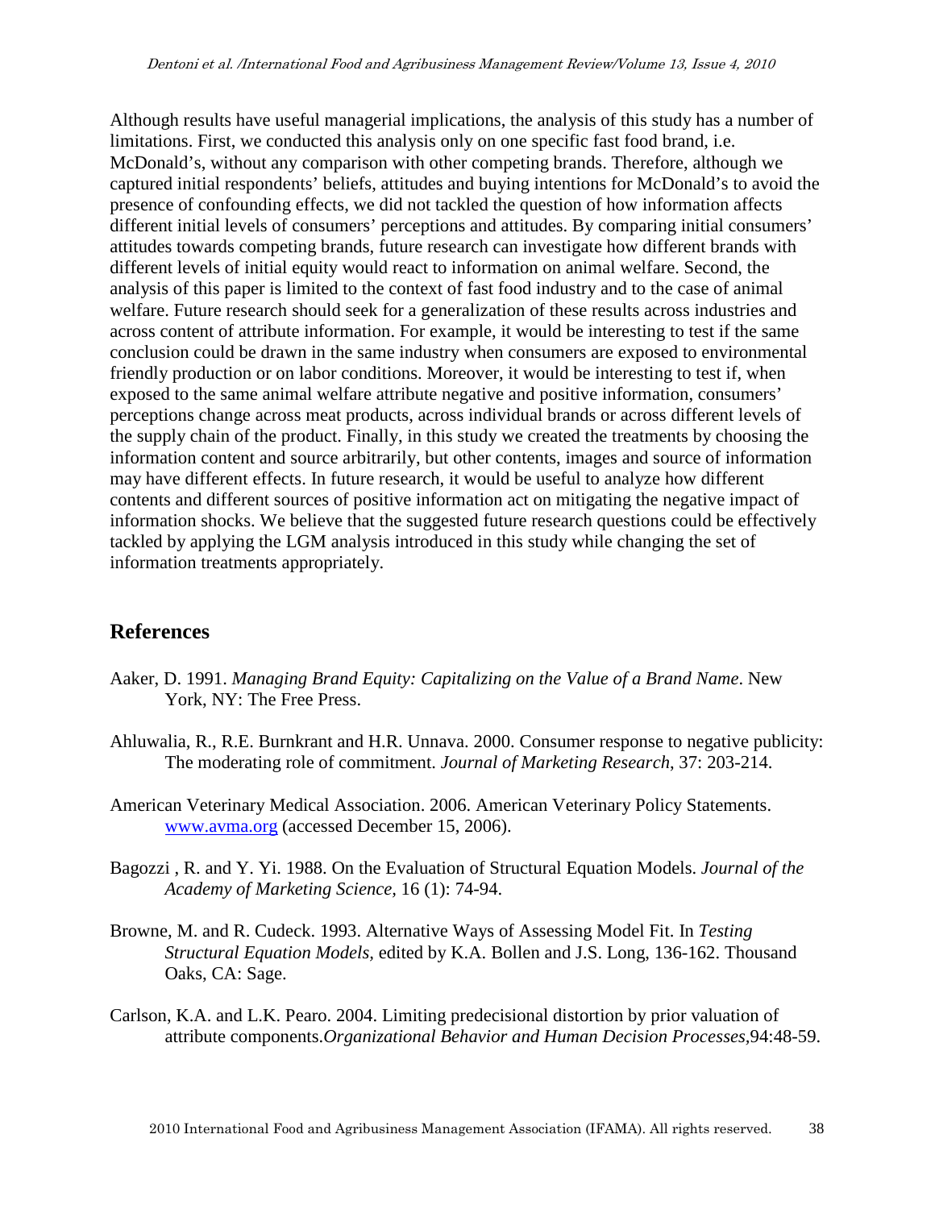Although results have useful managerial implications, the analysis of this study has a number of limitations. First, we conducted this analysis only on one specific fast food brand, i.e. McDonald's, without any comparison with other competing brands. Therefore, although we captured initial respondents' beliefs, attitudes and buying intentions for McDonald's to avoid the presence of confounding effects, we did not tackled the question of how information affects different initial levels of consumers' perceptions and attitudes. By comparing initial consumers' attitudes towards competing brands, future research can investigate how different brands with different levels of initial equity would react to information on animal welfare. Second, the analysis of this paper is limited to the context of fast food industry and to the case of animal welfare. Future research should seek for a generalization of these results across industries and across content of attribute information. For example, it would be interesting to test if the same conclusion could be drawn in the same industry when consumers are exposed to environmental friendly production or on labor conditions. Moreover, it would be interesting to test if, when exposed to the same animal welfare attribute negative and positive information, consumers' perceptions change across meat products, across individual brands or across different levels of the supply chain of the product. Finally, in this study we created the treatments by choosing the information content and source arbitrarily, but other contents, images and source of information may have different effects. In future research, it would be useful to analyze how different contents and different sources of positive information act on mitigating the negative impact of information shocks. We believe that the suggested future research questions could be effectively tackled by applying the LGM analysis introduced in this study while changing the set of information treatments appropriately.

## References

Aaker, D. 1991. *Managing Brand Equity: Capitalizing on the Value of a Brand Name*. New York, NY: The Free Press.

Ahluwalia, R., R.E. Burnkrant and H.R. Unnava. 2000. Consumer response to negative publicity: The moderating role of commitment. *Journal of Marketing Research*, 37: 203-214.

American Veterinary Medical Association. 2006. American Veterinary Policy Statements. www.avma.org (accessed December 15, 2006).

Bagozzi , R. and Y. Yi. 1988. On the Evaluation of Structural Equation Models. *Journal of the Academy of Marketing Science,* 16 (1): 74-94.

Browne, M. and R. Cudeck. 1993. Alternative Ways of Assessing Model Fit. In *Testing Structural Equation Models,* edited by K.A. Bollen and J.S. Long, 136-162. Thousand Oaks, CA: Sage.

Carlson, K.A. and L.K. Pearo. 2004. Limiting predecisional distortion by prior valuation of attribute components.*Organizational Behavior and Human Decision Processes,*94:48-59.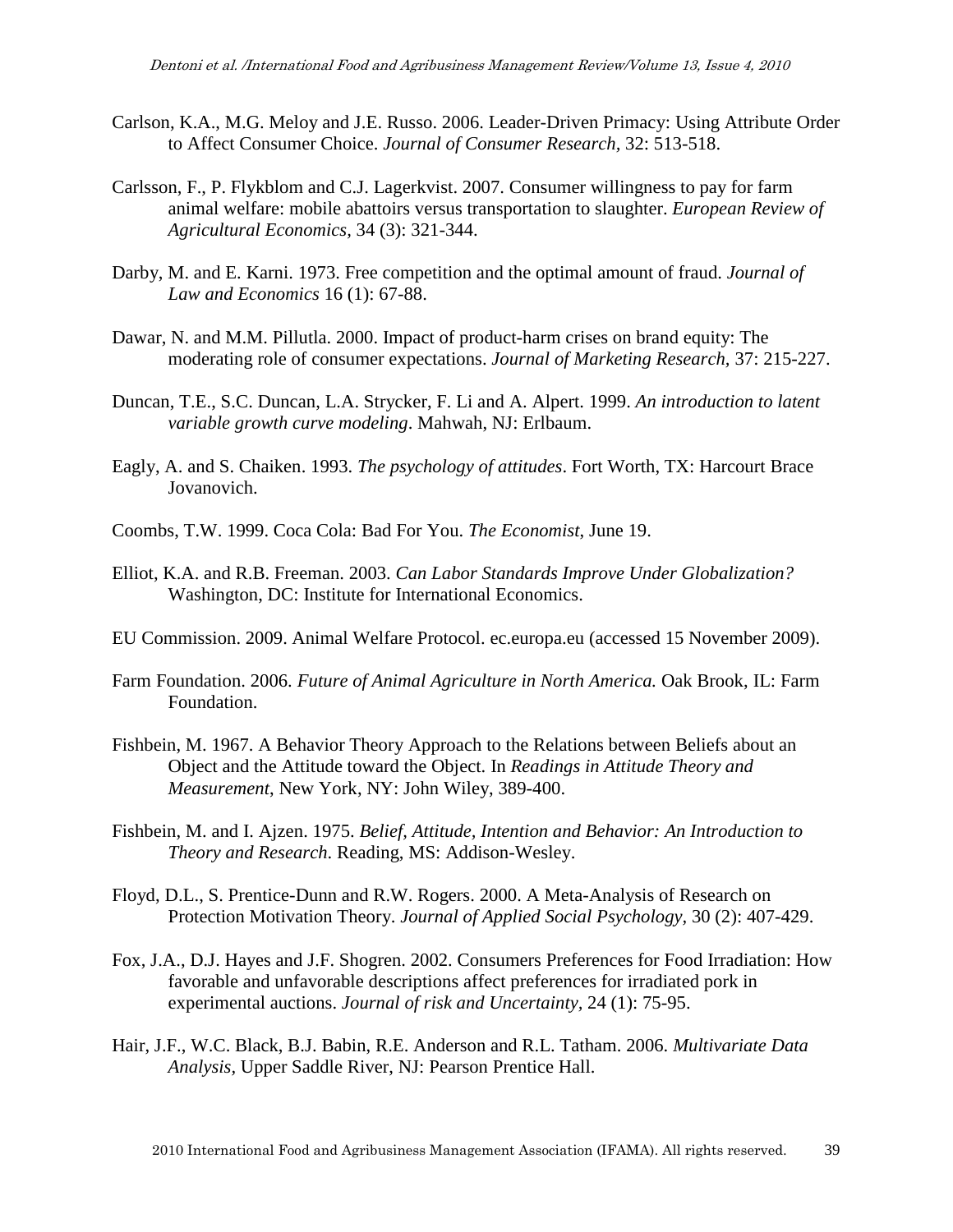Carlson, K.A., M.G. Meloy and J.E. Russo. 2006. Leader-Driven Primacy: Using Attribute Order to Affect Consumer Choice. *Journal of Consumer Research,* 32: 513-518.

Carlsson, F., P. Flykblom and C.J. Lagerkvist. 2007. Consumer willingness to pay for farm animal welfare: mobile abattoirs versus transportation to slaughter. *European Review of Agricultural Economics*, 34 (3): 321-344.

Darby, M. and E. Karni. 1973. Free competition and the optimal amount of fraud. *Journal of Law and Economics* 16 (1): 67-88.

Dawar, N. and M.M. Pillutla. 2000. Impact of product-harm crises on brand equity: The moderating role of consumer expectations. *Journal of Marketing Research,* 37: 215-227.

Duncan, T.E., S.C. Duncan, L.A. Strycker, F. Li and A. Alpert. 1999. *An introduction to latent variable growth curve modeling*. Mahwah, NJ: Erlbaum.

Eagly, A. and S. Chaiken. 1993. *The psychology of attitudes*. Fort Worth, TX: Harcourt Brace Jovanovich.

Coombs, T.W. 1999. Coca Cola: Bad For You. *The Economist*, June 19.

Elliot, K.A. and R.B. Freeman. 2003. *Can Labor Standards Improve Under Globalization?* Washington, DC: Institute for International Economics.

EU Commission. 2009. Animal Welfare Protocol. ec.europa.eu (accessed 15 November 2009).

Farm Foundation. 2006. *Future of Animal Agriculture in North America.* Oak Brook, IL: Farm Foundation.

Fishbein, M. 1967. A Behavior Theory Approach to the Relations between Beliefs about an Object and the Attitude toward the Object. In *Readings in Attitude Theory and Measurement*, New York, NY: John Wiley, 389-400.

Fishbein, M. and I. Ajzen. 1975. *Belief, Attitude, Intention and Behavior: An Introduction to Theory and Research*. Reading, MS: Addison-Wesley.

Floyd, D.L., S. Prentice-Dunn and R.W. Rogers. 2000. A Meta-Analysis of Research on Protection Motivation Theory. *Journal of Applied Social Psychology,* 30 (2): 407-429.

Fox, J.A., D.J. Hayes and J.F. Shogren. 2002. Consumers Preferences for Food Irradiation: How favorable and unfavorable descriptions affect preferences for irradiated pork in experimental auctions. *Journal of risk and Uncertainty,* 24 (1): 75-95.

Hair, J.F., W.C. Black, B.J. Babin, R.E. Anderson and R.L. Tatham. 2006. *Multivariate Data Analysis,* Upper Saddle River, NJ: Pearson Prentice Hall.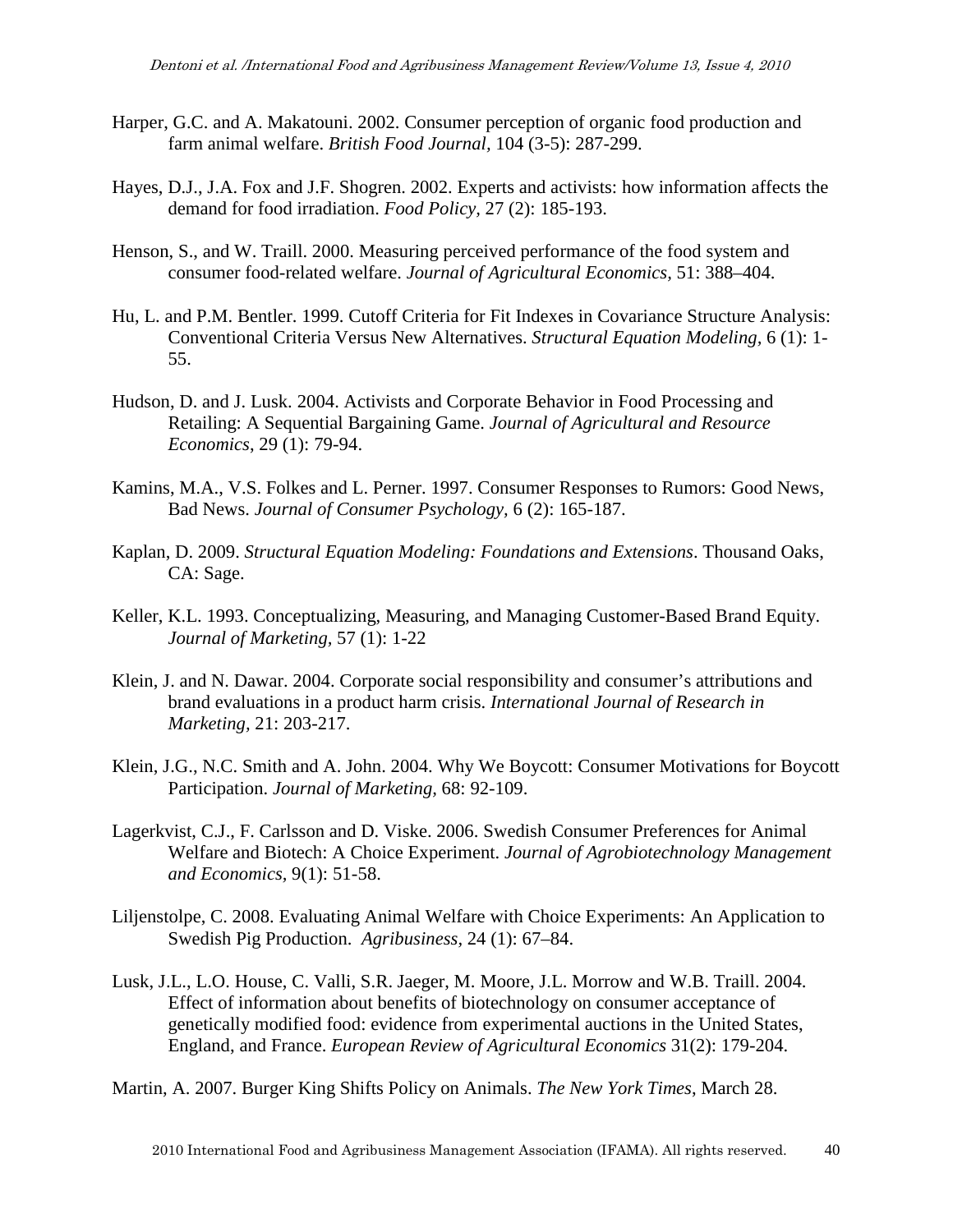Harper, G.C. and A. Makatouni. 2002. Consumer perception of organic food production and farm animal welfare. *British Food Journal,* 104 (3-5): 287-299.

Hayes, D.J., J.A. Fox and J.F. Shogren. 2002. Experts and activists: how information affects the demand for food irradiation. *Food Policy*, 27 (2): 185-193.

Henson, S., and W. Traill. 2000. Measuring perceived performance of the food system and consumer food-related welfare. *Journal of Agricultural Economics,* 51: 388–404.

Hu, L. and P.M. Bentler. 1999. Cutoff Criteria for Fit Indexes in Covariance Structure Analysis: Conventional Criteria Versus New Alternatives. *Structural Equation Modeling,* 6 (1): 1-55.

Hudson, D. and J. Lusk. 2004. Activists and Corporate Behavior in Food Processing and Retailing: A Sequential Bargaining Game. *Journal of Agricultural and Resource Economics*, 29 (1): 79-94.

Kamins, M.A., V.S. Folkes and L. Perner. 1997. Consumer Responses to Rumors: Good News, Bad News. *Journal of Consumer Psychology,* 6 (2): 165-187.

Kaplan, D. 2009. *Structural Equation Modeling: Foundations and Extensions*. Thousand Oaks, CA: Sage.

Keller, K.L. 1993. Conceptualizing, Measuring, and Managing Customer-Based Brand Equity. *Journal of Marketing,* 57 (1): 1-22

Klein, J. and N. Dawar. 2004. Corporate social responsibility and consumer's attributions and brand evaluations in a product harm crisis. *International Journal of Research in Marketing,* 21: 203-217.

Klein, J.G., N.C. Smith and A. John. 2004. Why We Boycott: Consumer Motivations for Boycott Participation. *Journal of Marketing*, 68: 92-109.

Lagerkvist, C.J., F. Carlsson and D. Viske. 2006. Swedish Consumer Preferences for Animal Welfare and Biotech: A Choice Experiment. *Journal of Agrobiotechnology Management and Economics*, 9(1): 51-58.

Liljenstolpe, C. 2008. Evaluating Animal Welfare with Choice Experiments: An Application to Swedish Pig Production. *Agribusiness*, 24 (1): 67–84.

Lusk, J.L., L.O. House, C. Valli, S.R. Jaeger, M. Moore, J.L. Morrow and W.B. Traill. 2004. Effect of information about benefits of biotechnology on consumer acceptance of genetically modified food: evidence from experimental auctions in the United States, England, and France. *European Review of Agricultural Economics* 31(2): 179-204.

Martin, A. 2007. Burger King Shifts Policy on Animals. *The New York Times*, March 28.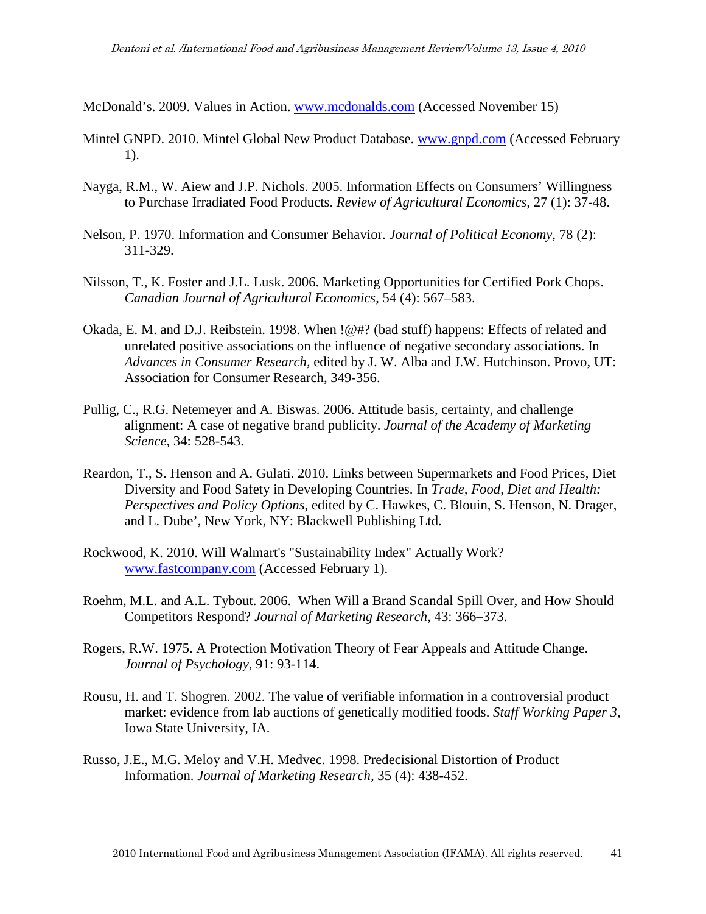McDonald's. 2009. Values in Action. www.mcdonalds.com (Accessed November 15)

Mintel GNPD. 2010. Mintel Global New Product Database. www.gnpd.com (Accessed February 1).

Nayga, R.M., W. Aiew and J.P. Nichols. 2005. Information Effects on Consumers' Willingness to Purchase Irradiated Food Products. *Review of Agricultural Economics,* 27 (1): 37-48.

Nelson, P. 1970. Information and Consumer Behavior. *Journal of Political Economy,* 78 (2): 311-329.

Nilsson, T., K. Foster and J.L. Lusk. 2006. Marketing Opportunities for Certified Pork Chops. *Canadian Journal of Agricultural Economics,* 54 (4): 567–583.

Okada, E. M. and D.J. Reibstein. 1998. When !@#? (bad stuff) happens: Effects of related and unrelated positive associations on the influence of negative secondary associations. In *Advances in Consumer Research,* edited by J. W. Alba and J.W. Hutchinson. Provo, UT: Association for Consumer Research, 349-356.

Pullig, C., R.G. Netemeyer and A. Biswas. 2006. Attitude basis, certainty, and challenge alignment: A case of negative brand publicity. *Journal of the Academy of Marketing Science,* 34: 528-543.

Reardon, T., S. Henson and A. Gulati. 2010. Links between Supermarkets and Food Prices, Diet Diversity and Food Safety in Developing Countries. In *Trade, Food, Diet and Health: Perspectives and Policy Options,* edited by C. Hawkes, C. Blouin, S. Henson, N. Drager, and L. Dube', New York, NY: Blackwell Publishing Ltd.

Rockwood, K. 2010. Will Walmart's "Sustainability Index" Actually Work? www.fastcompany.com (Accessed February 1).

Roehm, M.L. and A.L. Tybout. 2006. When Will a Brand Scandal Spill Over, and How Should Competitors Respond? *Journal of Marketing Research,* 43: 366–373.

Rogers, R.W. 1975. A Protection Motivation Theory of Fear Appeals and Attitude Change. *Journal of Psychology,* 91: 93-114.

Rousu, H. and T. Shogren. 2002. The value of verifiable information in a controversial product market: evidence from lab auctions of genetically modified foods. *Staff Working Paper 3,* Iowa State University, IA.

Russo, J.E., M.G. Meloy and V.H. Medvec. 1998. Predecisional Distortion of Product Information. *Journal of Marketing Research,* 35 (4): 438-452.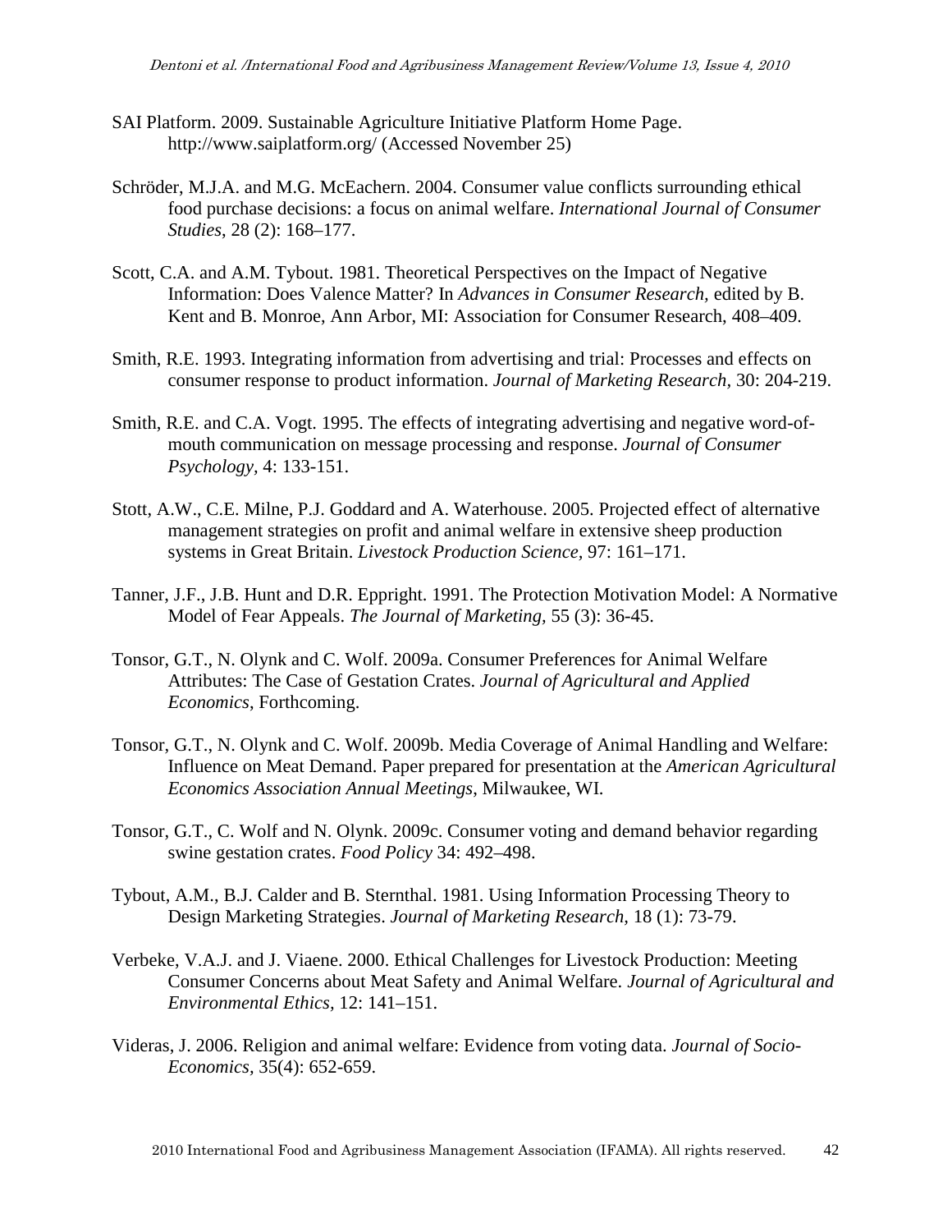SAI Platform. 2009. Sustainable Agriculture Initiative Platform Home Page. http://www.saiplatform.org/ (Accessed November 25)

Schröder, M.J.A. and M.G. McEachern. 2004. Consumer value conflicts surrounding ethical food purchase decisions: a focus on animal welfare. *International Journal of Consumer Studies*, 28 (2): 168–177.

Scott, C.A. and A.M. Tybout. 1981. Theoretical Perspectives on the Impact of Negative Information: Does Valence Matter? In *Advances in Consumer Research,* edited by B. Kent and B. Monroe, Ann Arbor, MI: Association for Consumer Research, 408–409.

Smith, R.E. 1993. Integrating information from advertising and trial: Processes and effects on consumer response to product information. *Journal of Marketing Research,* 30: 204-219.

Smith, R.E. and C.A. Vogt. 1995. The effects of integrating advertising and negative word-of-mouth communication on message processing and response. *Journal of Consumer Psychology,* 4: 133-151.

Stott, A.W., C.E. Milne, P.J. Goddard and A. Waterhouse. 2005. Projected effect of alternative management strategies on profit and animal welfare in extensive sheep production systems in Great Britain. *Livestock Production Science,* 97: 161–171.

Tanner, J.F., J.B. Hunt and D.R. Eppright. 1991. The Protection Motivation Model: A Normative Model of Fear Appeals. *The Journal of Marketing,* 55 (3): 36-45.

Tonsor, G.T., N. Olynk and C. Wolf. 2009a. Consumer Preferences for Animal Welfare Attributes: The Case of Gestation Crates. *Journal of Agricultural and Applied Economics*, Forthcoming.

Tonsor, G.T., N. Olynk and C. Wolf. 2009b. Media Coverage of Animal Handling and Welfare: Influence on Meat Demand. Paper prepared for presentation at the *American Agricultural Economics Association Annual Meetings*, Milwaukee, WI.

Tonsor, G.T., C. Wolf and N. Olynk. 2009c. Consumer voting and demand behavior regarding swine gestation crates. *Food Policy* 34: 492–498.

Tybout, A.M., B.J. Calder and B. Sternthal. 1981. Using Information Processing Theory to Design Marketing Strategies. *Journal of Marketing Research,* 18 (1): 73-79.

Verbeke, V.A.J. and J. Viaene. 2000. Ethical Challenges for Livestock Production: Meeting Consumer Concerns about Meat Safety and Animal Welfare. *Journal of Agricultural and Environmental Ethics,* 12: 141–151.

Videras, J. 2006. Religion and animal welfare: Evidence from voting data. *Journal of Socio-Economics*, 35(4): 652-659.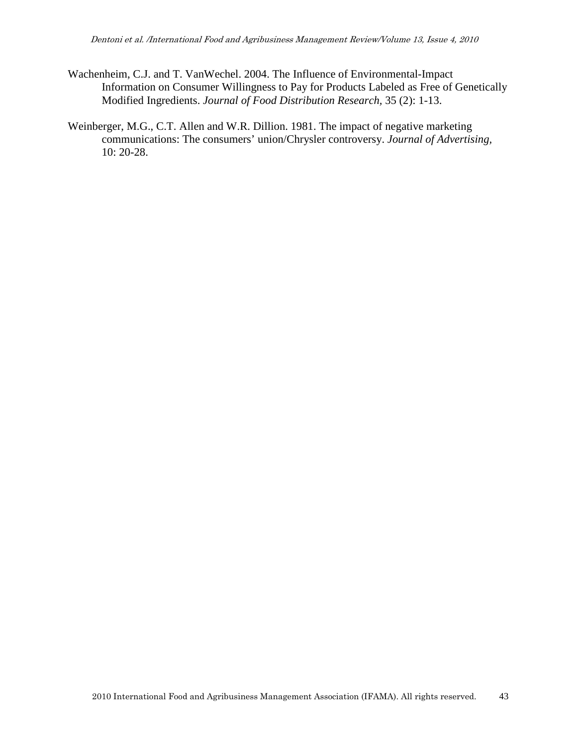Wachenheim, C.J. and T. VanWechel. 2004. The Influence of Environmental-Impact Information on Consumer Willingness to Pay for Products Labeled as Free of Genetically Modified Ingredients. *Journal of Food Distribution Research*, 35 (2): 1-13.

Weinberger, M.G., C.T. Allen and W.R. Dillion. 1981. The impact of negative marketing communications: The consumers' union/Chrysler controversy. *Journal of Advertising*, 10: 20-28.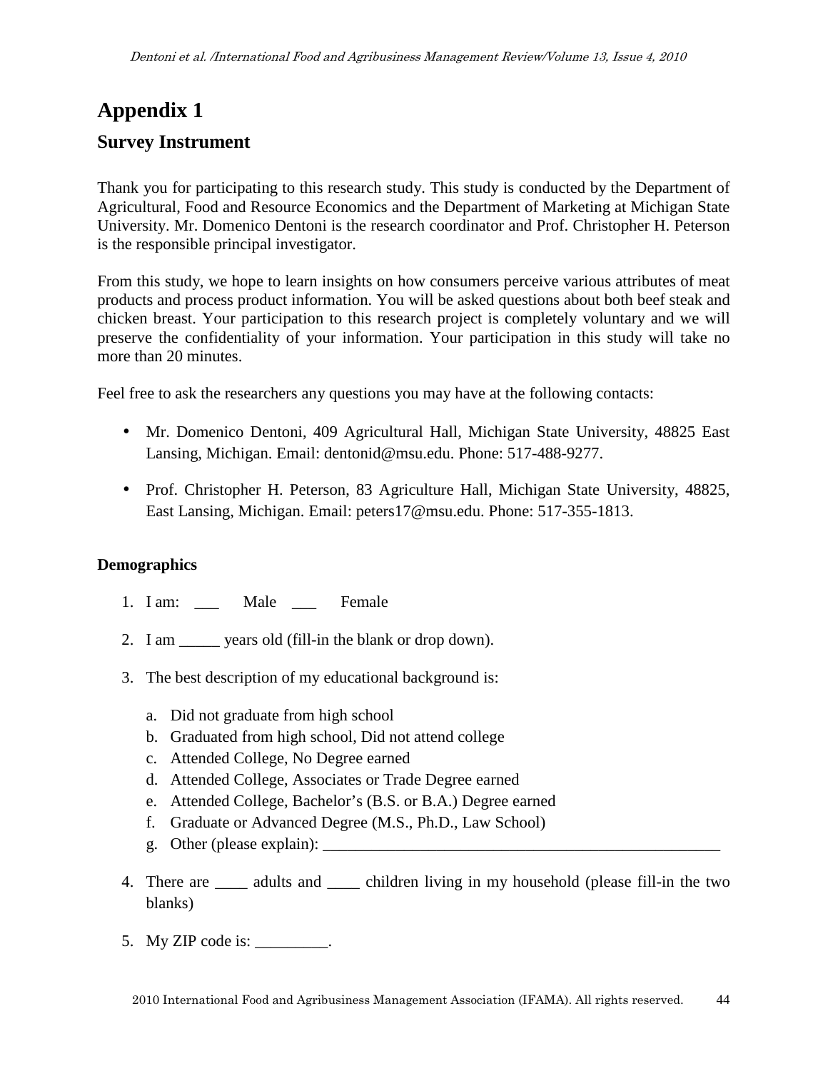# Appendix 1

## Survey Instrument

Thank you for participating to this research study. This study is conducted by the Department of Agricultural, Food and Resource Economics and the Department of Marketing at Michigan State University. Mr. Domenico Dentoni is the research coordinator and Prof. Christopher H. Peterson is the responsible principal investigator.

From this study, we hope to learn insights on how consumers perceive various attributes of meat products and process product information. You will be asked questions about both beef steak and chicken breast. Your participation to this research project is completely voluntary and we will preserve the confidentiality of your information. Your participation in this study will take no more than 20 minutes.

Feel free to ask the researchers any questions you may have at the following contacts:

- Mr. Domenico Dentoni, 409 Agricultural Hall, Michigan State University, 48825 East Lansing, Michigan. Email: dentonid@msu.edu. Phone: 517-488-9277.
- Prof. Christopher H. Peterson, 83 Agriculture Hall, Michigan State University, 48825, East Lansing, Michigan. Email: peters17@msu.edu. Phone: 517-355-1813.

**Demographics**

1. I am: ___ Male ___ Female
2. I am _____ years old (fill-in the blank or drop down).
3. The best description of my educational background is:
   a. Did not graduate from high school
   b. Graduated from high school, Did not attend college
   c. Attended College, No Degree earned
   d. Attended College, Associates or Trade Degree earned
   e. Attended College, Bachelor's (B.S. or B.A.) Degree earned
   f. Graduate or Advanced Degree (M.S., Ph.D., Law School)
   g. Other (please explain): ____________________________________________________
4. There are ____ adults and ____ children living in my household (please fill-in the two blanks)
5. My ZIP code is: _________.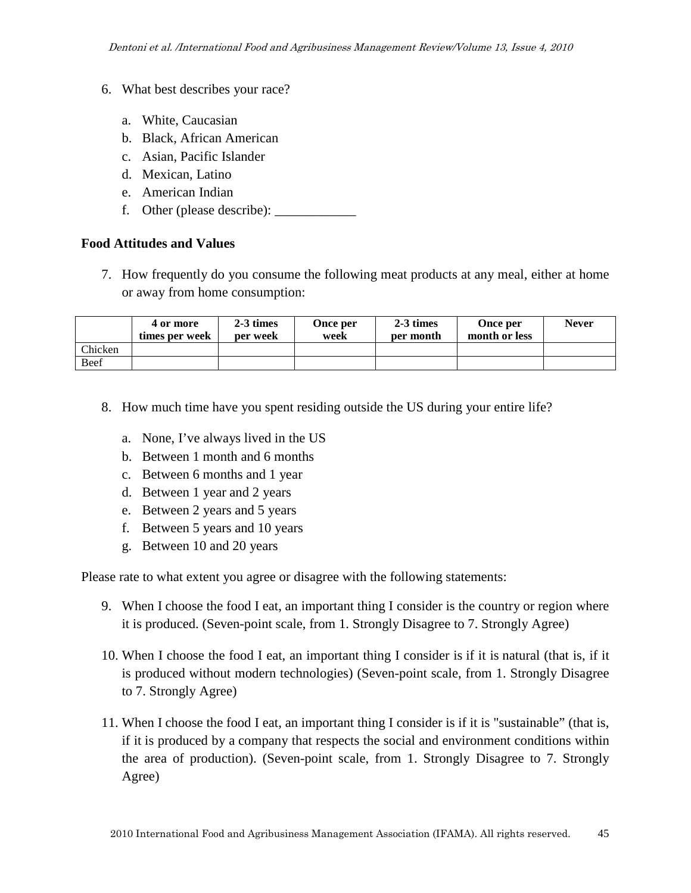6. What best describes your race?

    a. White, Caucasian
    b. Black, African American
    c. Asian, Pacific Islander
    d. Mexican, Latino
    e. American Indian
    f. Other (please describe): ____________

**Food Attitudes and Values**

7. How frequently do you consume the following meat products at any meal, either at home or away from home consumption:

| | **4 or more times per week** | **2-3 times per week** | **Once per week** | **2-3 times per month** | **Once per month or less** | **Never** |
|---|---|---|---|---|---|---|
| Chicken | | | | | | |
| Beef | | | | | | |

8. How much time have you spent residing outside the US during your entire life?

    a. None, I've always lived in the US
    b. Between 1 month and 6 months
    c. Between 6 months and 1 year
    d. Between 1 year and 2 years
    e. Between 2 years and 5 years
    f. Between 5 years and 10 years
    g. Between 10 and 20 years

Please rate to what extent you agree or disagree with the following statements:

9. When I choose the food I eat, an important thing I consider is the country or region where it is produced. (Seven-point scale, from 1. Strongly Disagree to 7. Strongly Agree)

10. When I choose the food I eat, an important thing I consider is if it is natural (that is, if it is produced without modern technologies) (Seven-point scale, from 1. Strongly Disagree to 7. Strongly Agree)

11. When I choose the food I eat, an important thing I consider is if it is "sustainable" (that is, if it is produced by a company that respects the social and environment conditions within the area of production). (Seven-point scale, from 1. Strongly Disagree to 7. Strongly Agree)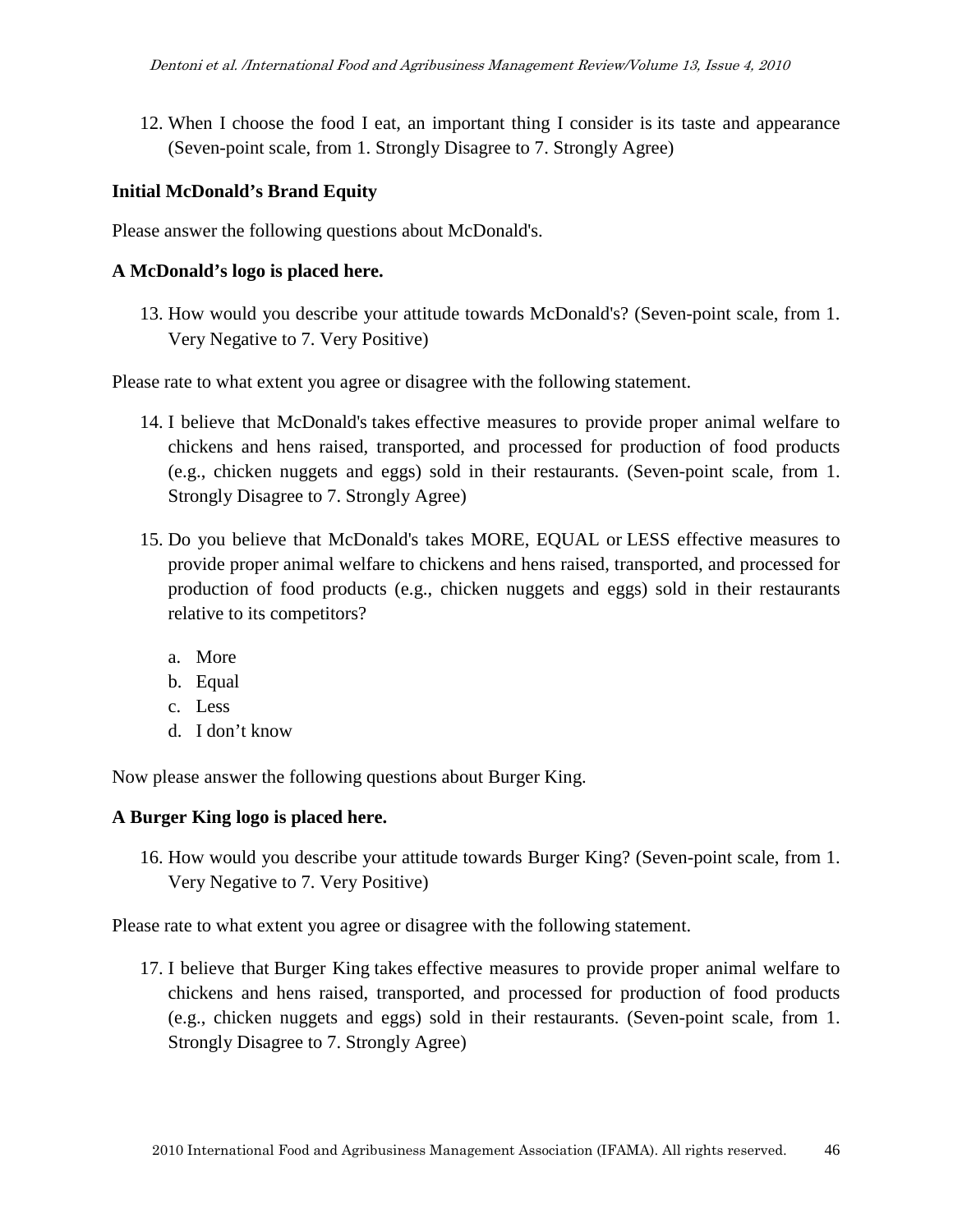12. When I choose the food I eat, an important thing I consider is its taste and appearance (Seven-point scale, from 1. Strongly Disagree to 7. Strongly Agree)

**Initial McDonald's Brand Equity**

Please answer the following questions about McDonald's.

**A McDonald's logo is placed here.**

13. How would you describe your attitude towards McDonald's? (Seven-point scale, from 1. Very Negative to 7. Very Positive)

Please rate to what extent you agree or disagree with the following statement.

14. I believe that McDonald's takes effective measures to provide proper animal welfare to chickens and hens raised, transported, and processed for production of food products (e.g., chicken nuggets and eggs) sold in their restaurants. (Seven-point scale, from 1. Strongly Disagree to 7. Strongly Agree)

15. Do you believe that McDonald's takes MORE, EQUAL or LESS effective measures to provide proper animal welfare to chickens and hens raised, transported, and processed for production of food products (e.g., chicken nuggets and eggs) sold in their restaurants relative to its competitors?

    a. More
    b. Equal
    c. Less
    d. I don't know

Now please answer the following questions about Burger King.

**A Burger King logo is placed here.**

16. How would you describe your attitude towards Burger King? (Seven-point scale, from 1. Very Negative to 7. Very Positive)

Please rate to what extent you agree or disagree with the following statement.

17. I believe that Burger King takes effective measures to provide proper animal welfare to chickens and hens raised, transported, and processed for production of food products (e.g., chicken nuggets and eggs) sold in their restaurants. (Seven-point scale, from 1. Strongly Disagree to 7. Strongly Agree)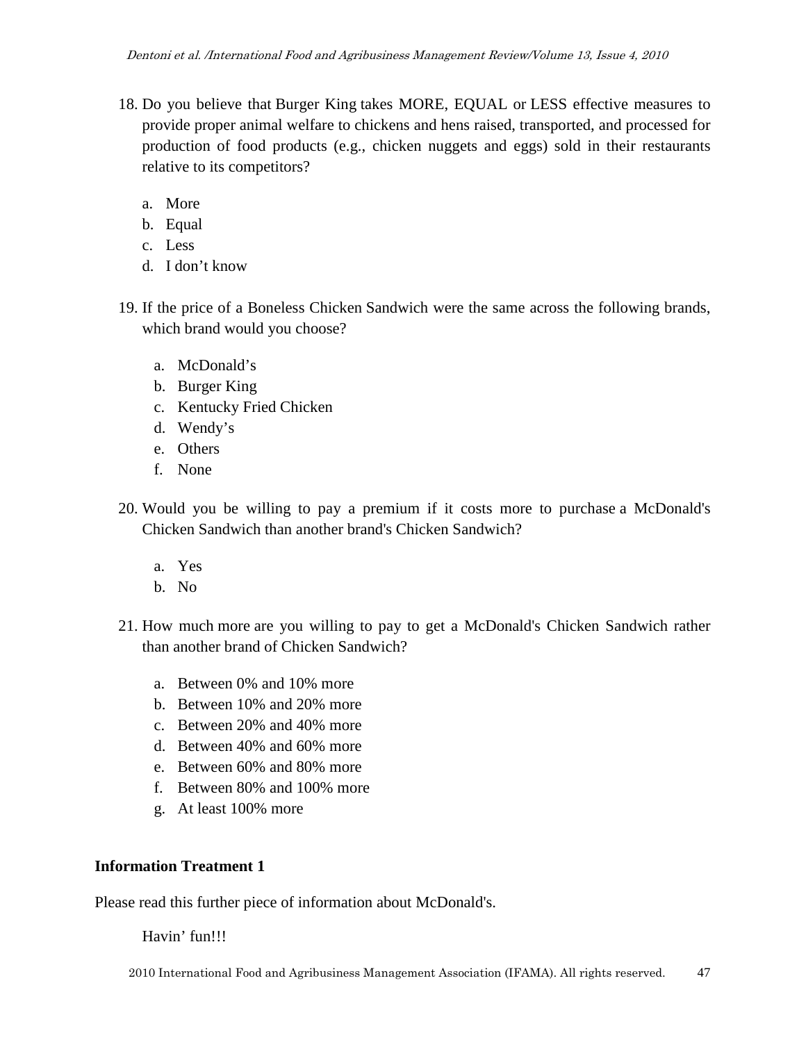18. Do you believe that Burger King takes MORE, EQUAL or LESS effective measures to provide proper animal welfare to chickens and hens raised, transported, and processed for production of food products (e.g., chicken nuggets and eggs) sold in their restaurants relative to its competitors?

    a. More
    b. Equal
    c. Less
    d. I don't know

19. If the price of a Boneless Chicken Sandwich were the same across the following brands, which brand would you choose?

    a. McDonald's
    b. Burger King
    c. Kentucky Fried Chicken
    d. Wendy's
    e. Others
    f. None

20. Would you be willing to pay a premium if it costs more to purchase a McDonald's Chicken Sandwich than another brand's Chicken Sandwich?

    a. Yes
    b. No

21. How much more are you willing to pay to get a McDonald's Chicken Sandwich rather than another brand of Chicken Sandwich?

    a. Between 0% and 10% more
    b. Between 10% and 20% more
    c. Between 20% and 40% more
    d. Between 40% and 60% more
    e. Between 60% and 80% more
    f. Between 80% and 100% more
    g. At least 100% more

**Information Treatment 1**

Please read this further piece of information about McDonald's.

Havin' fun!!!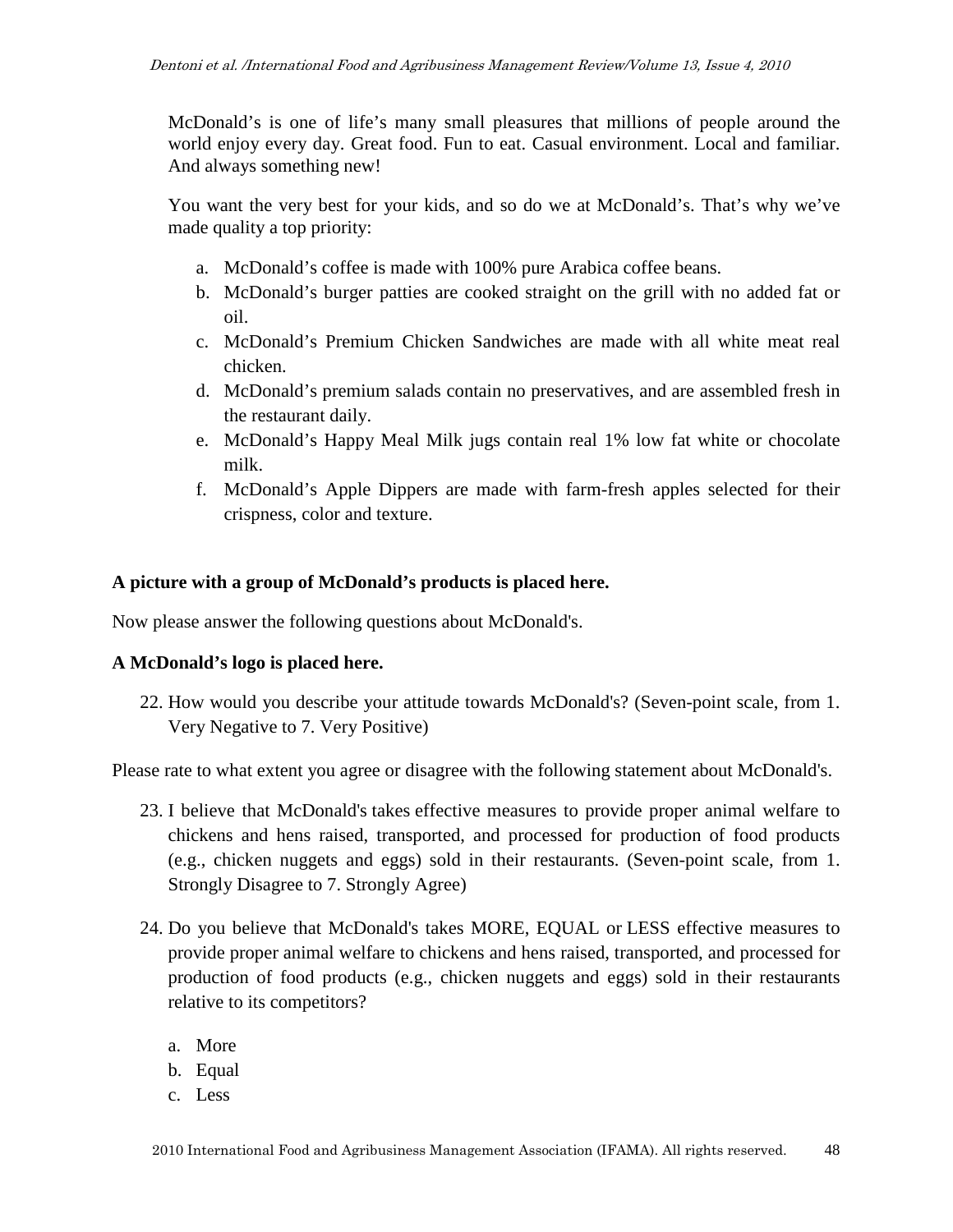McDonald's is one of life's many small pleasures that millions of people around the world enjoy every day. Great food. Fun to eat. Casual environment. Local and familiar. And always something new!

You want the very best for your kids, and so do we at McDonald's. That's why we've made quality a top priority:

a. McDonald's coffee is made with 100% pure Arabica coffee beans.
b. McDonald's burger patties are cooked straight on the grill with no added fat or oil.
c. McDonald's Premium Chicken Sandwiches are made with all white meat real chicken.
d. McDonald's premium salads contain no preservatives, and are assembled fresh in the restaurant daily.
e. McDonald's Happy Meal Milk jugs contain real 1% low fat white or chocolate milk.
f. McDonald's Apple Dippers are made with farm-fresh apples selected for their crispness, color and texture.

**A picture with a group of McDonald's products is placed here.**

Now please answer the following questions about McDonald's.

**A McDonald's logo is placed here.**

22. How would you describe your attitude towards McDonald's? (Seven-point scale, from 1. Very Negative to 7. Very Positive)

Please rate to what extent you agree or disagree with the following statement about McDonald's.

23. I believe that McDonald's takes effective measures to provide proper animal welfare to chickens and hens raised, transported, and processed for production of food products (e.g., chicken nuggets and eggs) sold in their restaurants. (Seven-point scale, from 1. Strongly Disagree to 7. Strongly Agree)

24. Do you believe that McDonald's takes MORE, EQUAL or LESS effective measures to provide proper animal welfare to chickens and hens raised, transported, and processed for production of food products (e.g., chicken nuggets and eggs) sold in their restaurants relative to its competitors?

    a. More
    b. Equal
    c. Less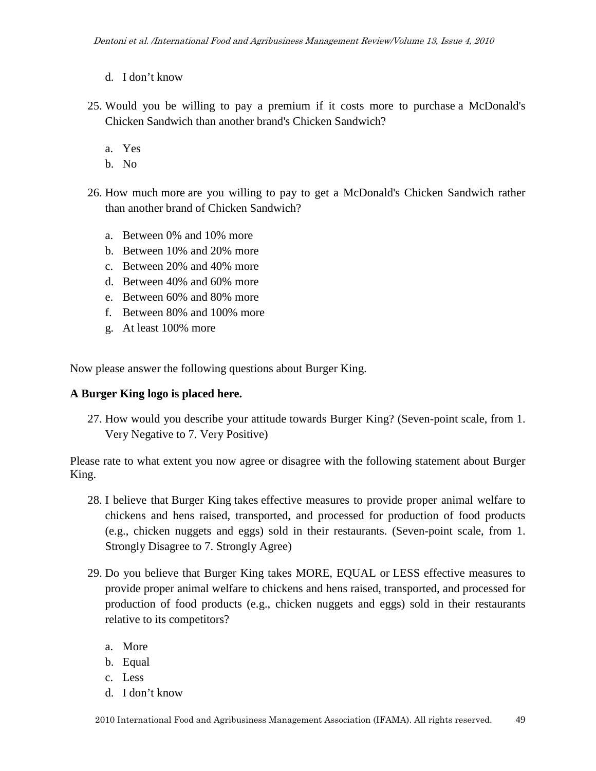d. I don't know

25. Would you be willing to pay a premium if it costs more to purchase a McDonald's Chicken Sandwich than another brand's Chicken Sandwich?

    a. Yes
    b. No

26. How much more are you willing to pay to get a McDonald's Chicken Sandwich rather than another brand of Chicken Sandwich?

    a. Between 0% and 10% more
    b. Between 10% and 20% more
    c. Between 20% and 40% more
    d. Between 40% and 60% more
    e. Between 60% and 80% more
    f. Between 80% and 100% more
    g. At least 100% more

Now please answer the following questions about Burger King.

**A Burger King logo is placed here.**

27. How would you describe your attitude towards Burger King? (Seven-point scale, from 1. Very Negative to 7. Very Positive)

Please rate to what extent you now agree or disagree with the following statement about Burger King.

28. I believe that Burger King takes effective measures to provide proper animal welfare to chickens and hens raised, transported, and processed for production of food products (e.g., chicken nuggets and eggs) sold in their restaurants. (Seven-point scale, from 1. Strongly Disagree to 7. Strongly Agree)

29. Do you believe that Burger King takes MORE, EQUAL or LESS effective measures to provide proper animal welfare to chickens and hens raised, transported, and processed for production of food products (e.g., chicken nuggets and eggs) sold in their restaurants relative to its competitors?

    a. More
    b. Equal
    c. Less
    d. I don't know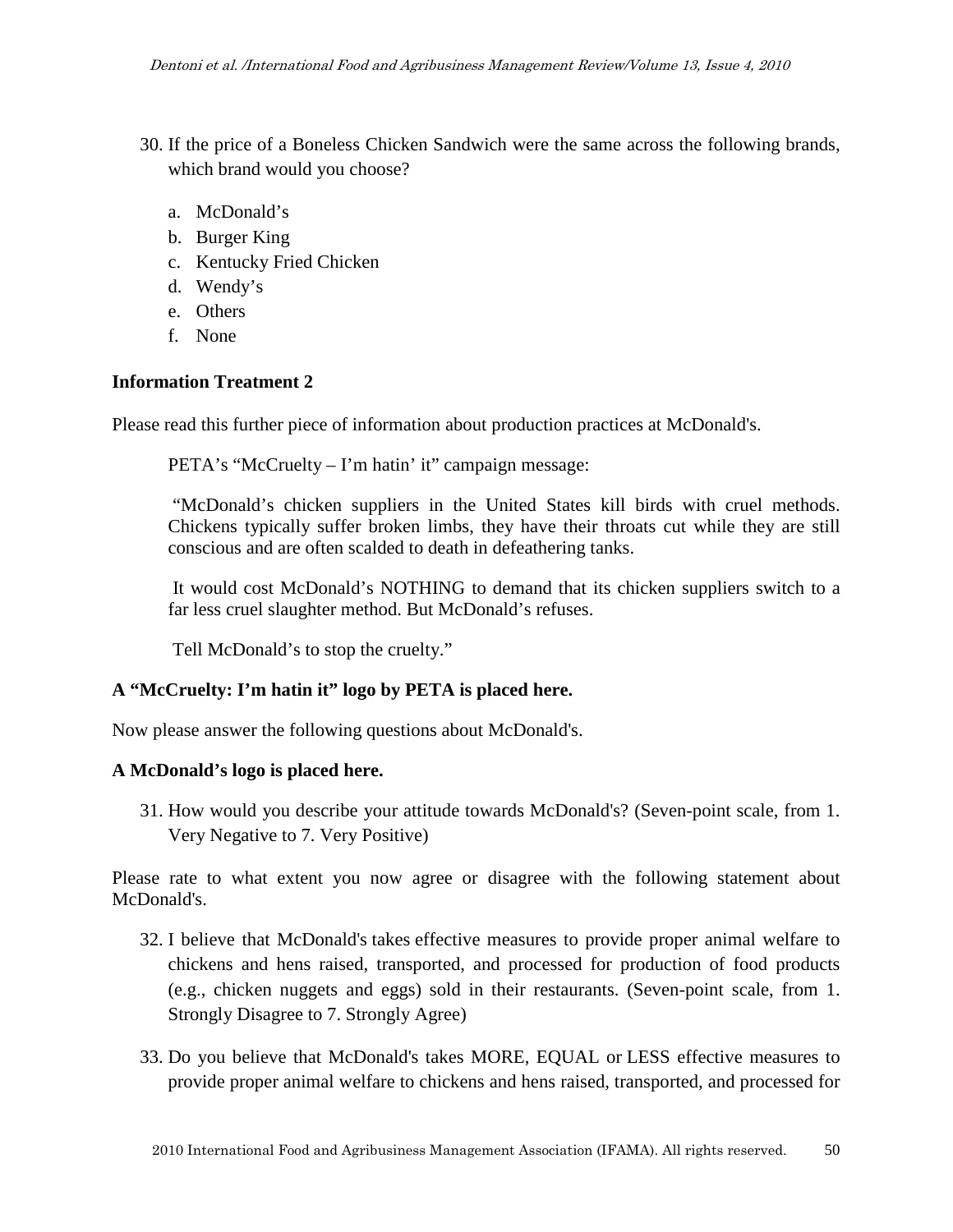30. If the price of a Boneless Chicken Sandwich were the same across the following brands, which brand would you choose?

    a. McDonald's
    b. Burger King
    c. Kentucky Fried Chicken
    d. Wendy's
    e. Others
    f. None

**Information Treatment 2**

Please read this further piece of information about production practices at McDonald's.

> PETA's "McCruelty – I'm hatin' it" campaign message:
>
> "McDonald's chicken suppliers in the United States kill birds with cruel methods. Chickens typically suffer broken limbs, they have their throats cut while they are still conscious and are often scalded to death in defeathering tanks.
>
> It would cost McDonald's NOTHING to demand that its chicken suppliers switch to a far less cruel slaughter method. But McDonald's refuses.
>
> Tell McDonald's to stop the cruelty."

**A "McCruelty: I'm hatin it" logo by PETA is placed here.**

Now please answer the following questions about McDonald's.

**A McDonald's logo is placed here.**

31. How would you describe your attitude towards McDonald's? (Seven-point scale, from 1. Very Negative to 7. Very Positive)

Please rate to what extent you now agree or disagree with the following statement about McDonald's.

32. I believe that McDonald's takes effective measures to provide proper animal welfare to chickens and hens raised, transported, and processed for production of food products (e.g., chicken nuggets and eggs) sold in their restaurants. (Seven-point scale, from 1. Strongly Disagree to 7. Strongly Agree)

33. Do you believe that McDonald's takes MORE, EQUAL or LESS effective measures to provide proper animal welfare to chickens and hens raised, transported, and processed for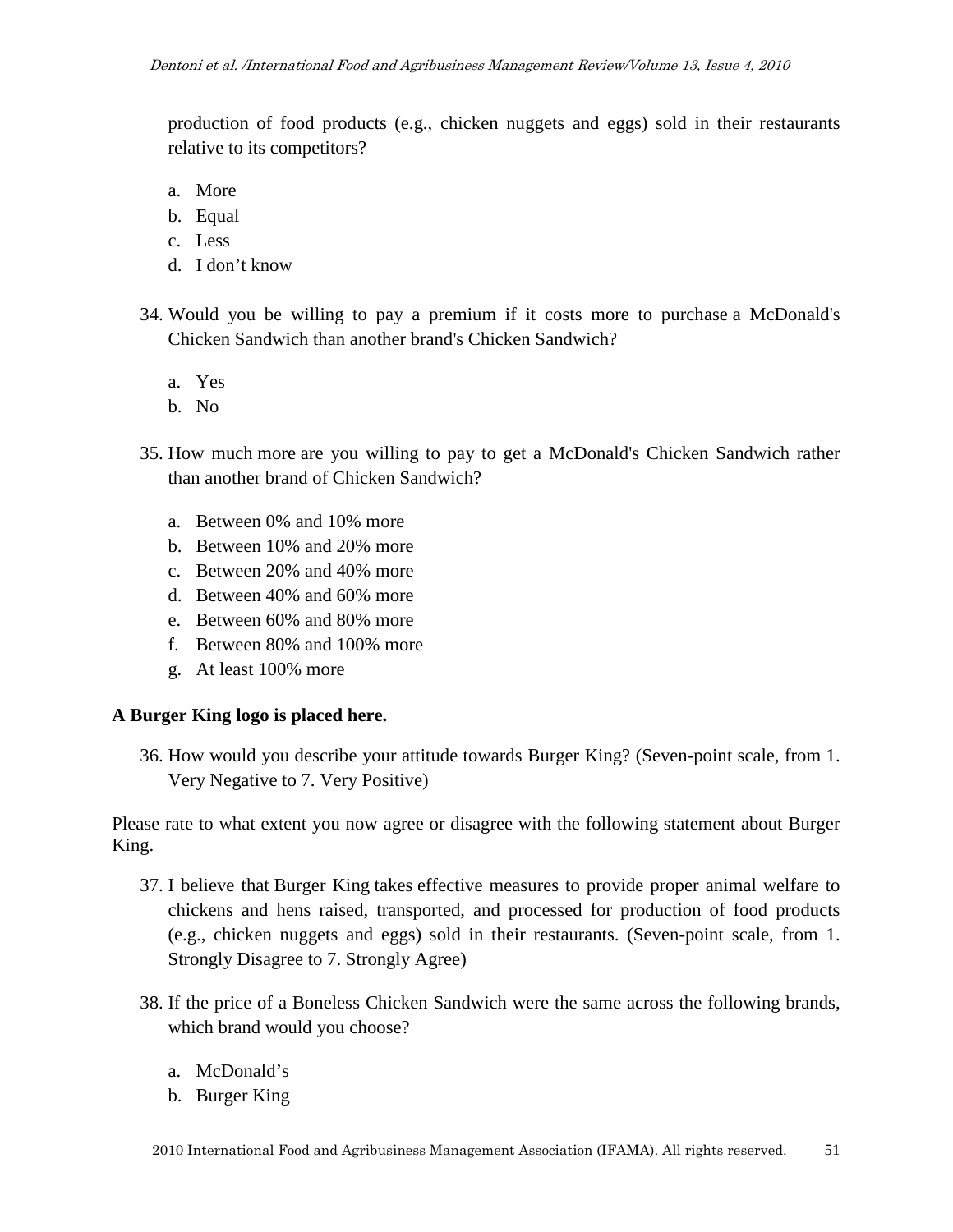production of food products (e.g., chicken nuggets and eggs) sold in their restaurants relative to its competitors?

a. More
b. Equal
c. Less
d. I don't know

34. Would you be willing to pay a premium if it costs more to purchase a McDonald's Chicken Sandwich than another brand's Chicken Sandwich?

    a. Yes
    b. No

35. How much more are you willing to pay to get a McDonald's Chicken Sandwich rather than another brand of Chicken Sandwich?

    a. Between 0% and 10% more
    b. Between 10% and 20% more
    c. Between 20% and 40% more
    d. Between 40% and 60% more
    e. Between 60% and 80% more
    f. Between 80% and 100% more
    g. At least 100% more

**A Burger King logo is placed here.**

36. How would you describe your attitude towards Burger King? (Seven-point scale, from 1. Very Negative to 7. Very Positive)

Please rate to what extent you now agree or disagree with the following statement about Burger King.

37. I believe that Burger King takes effective measures to provide proper animal welfare to chickens and hens raised, transported, and processed for production of food products (e.g., chicken nuggets and eggs) sold in their restaurants. (Seven-point scale, from 1. Strongly Disagree to 7. Strongly Agree)

38. If the price of a Boneless Chicken Sandwich were the same across the following brands, which brand would you choose?

    a. McDonald's
    b. Burger King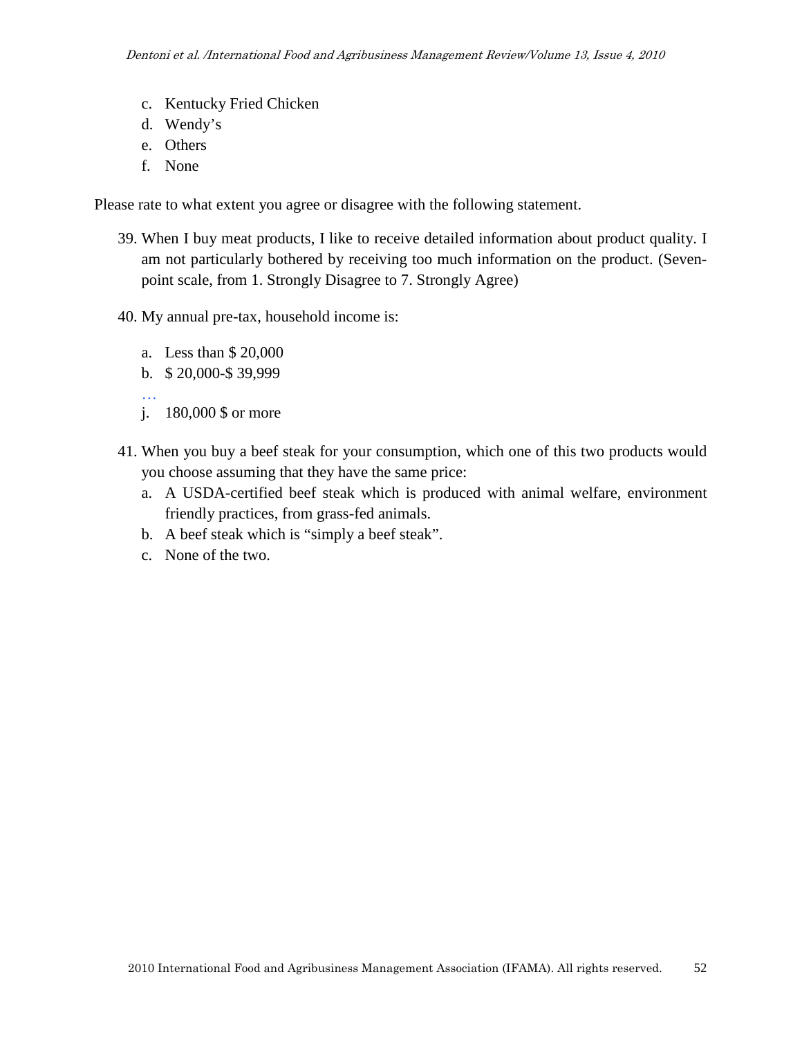c. Kentucky Fried Chicken
d. Wendy's
e. Others
f. None

Please rate to what extent you agree or disagree with the following statement.

39. When I buy meat products, I like to receive detailed information about product quality. I am not particularly bothered by receiving too much information on the product. (Seven-point scale, from 1. Strongly Disagree to 7. Strongly Agree)

40. My annual pre-tax, household income is:

    a. Less than $ 20,000
    b. $ 20,000-$ 39,999
    …
    j. 180,000 $ or more

41. When you buy a beef steak for your consumption, which one of this two products would you choose assuming that they have the same price:
    a. A USDA-certified beef steak which is produced with animal welfare, environment friendly practices, from grass-fed animals.
    b. A beef steak which is "simply a beef steak".
    c. None of the two.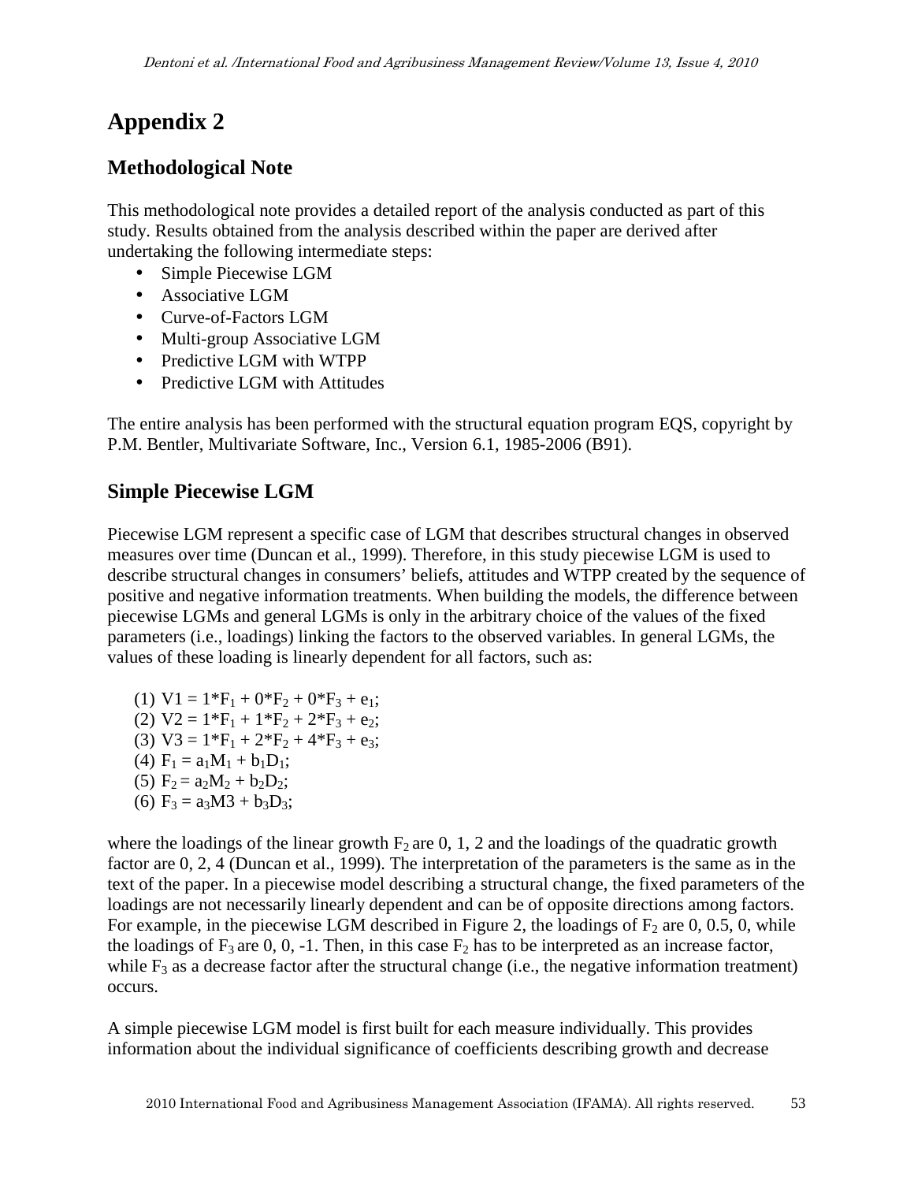# Appendix 2

## Methodological Note

This methodological note provides a detailed report of the analysis conducted as part of this study. Results obtained from the analysis described within the paper are derived after undertaking the following intermediate steps:

- Simple Piecewise LGM
- Associative LGM
- Curve-of-Factors LGM
- Multi-group Associative LGM
- Predictive LGM with WTPP
- Predictive LGM with Attitudes

The entire analysis has been performed with the structural equation program EQS, copyright by P.M. Bentler, Multivariate Software, Inc., Version 6.1, 1985-2006 (B91).

## Simple Piecewise LGM

Piecewise LGM represent a specific case of LGM that describes structural changes in observed measures over time (Duncan et al., 1999). Therefore, in this study piecewise LGM is used to describe structural changes in consumers' beliefs, attitudes and WTPP created by the sequence of positive and negative information treatments. When building the models, the difference between piecewise LGMs and general LGMs is only in the arbitrary choice of the values of the fixed parameters (i.e., loadings) linking the factors to the observed variables. In general LGMs, the values of these loading is linearly dependent for all factors, such as:

(1) $V1 = 1*F_1 + 0*F_2 + 0*F_3 + e_1$;
(2) $V2 = 1*F_1 + 1*F_2 + 2*F_3 + e_2$;
(3) $V3 = 1*F_1 + 2*F_2 + 4*F_3 + e_3$;
(4) $F_1 = a_1M_1 + b_1D_1$;
(5) $F_2 = a_2M_2 + b_2D_2$;
(6) $F_3 = a_3M3 + b_3D_3$;

where the loadings of the linear growth $F_2$ are 0, 1, 2 and the loadings of the quadratic growth factor are 0, 2, 4 (Duncan et al., 1999). The interpretation of the parameters is the same as in the text of the paper. In a piecewise model describing a structural change, the fixed parameters of the loadings are not necessarily linearly dependent and can be of opposite directions among factors. For example, in the piecewise LGM described in Figure 2, the loadings of $F_2$ are 0, 0.5, 0, while the loadings of $F_3$ are 0, 0, -1. Then, in this case $F_2$ has to be interpreted as an increase factor, while $F_3$ as a decrease factor after the structural change (i.e., the negative information treatment) occurs.

A simple piecewise LGM model is first built for each measure individually. This provides information about the individual significance of coefficients describing growth and decrease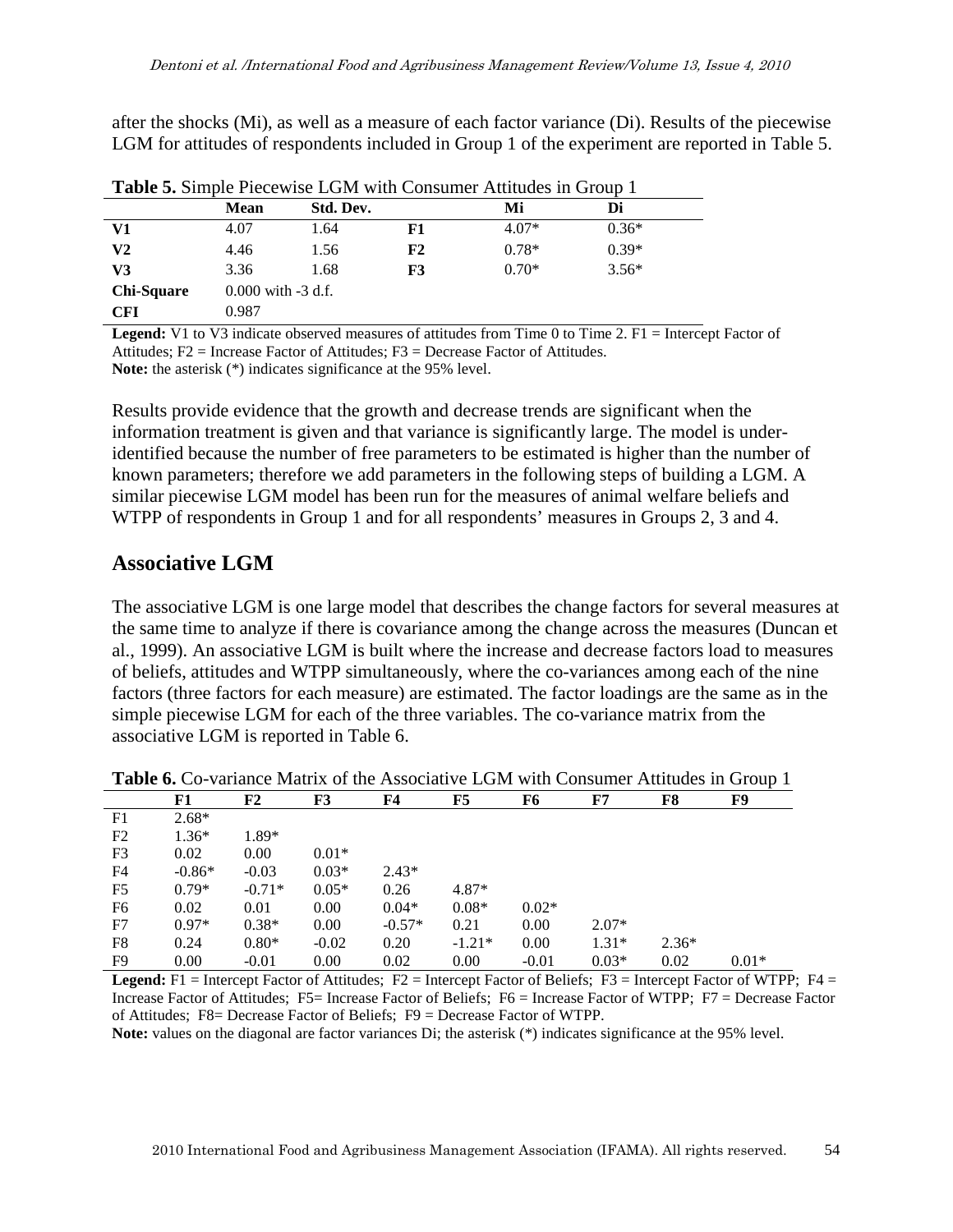after the shocks (Mi), as well as a measure of each factor variance (Di). Results of the piecewise LGM for attitudes of respondents included in Group 1 of the experiment are reported in Table 5.

**Table 5.** Simple Piecewise LGM with Consumer Attitudes in Group 1

| | Mean | Std. Dev. | | Mi | Di |
|---|---|---|---|---|---|
| **V1** | 4.07 | 1.64 | **F1** | 4.07* | 0.36* |
| **V2** | 4.46 | 1.56 | **F2** | 0.78* | 0.39* |
| **V3** | 3.36 | 1.68 | **F3** | 0.70* | 3.56* |
| **Chi-Square** | 0.000 with -3 d.f. | | | | |
| **CFI** | 0.987 | | | | |

**Legend:** V1 to V3 indicate observed measures of attitudes from Time 0 to Time 2. F1 = Intercept Factor of Attitudes; F2 = Increase Factor of Attitudes; F3 = Decrease Factor of Attitudes.
**Note:** the asterisk (*) indicates significance at the 95% level.

Results provide evidence that the growth and decrease trends are significant when the information treatment is given and that variance is significantly large. The model is under-identified because the number of free parameters to be estimated is higher than the number of known parameters; therefore we add parameters in the following steps of building a LGM. A similar piecewise LGM model has been run for the measures of animal welfare beliefs and WTPP of respondents in Group 1 and for all respondents' measures in Groups 2, 3 and 4.

## Associative LGM

The associative LGM is one large model that describes the change factors for several measures at the same time to analyze if there is covariance among the change across the measures (Duncan et al., 1999). An associative LGM is built where the increase and decrease factors load to measures of beliefs, attitudes and WTPP simultaneously, where the co-variances among each of the nine factors (three factors for each measure) are estimated. The factor loadings are the same as in the simple piecewise LGM for each of the three variables. The co-variance matrix from the associative LGM is reported in Table 6.

**Table 6.** Co-variance Matrix of the Associative LGM with Consumer Attitudes in Group 1

| | F1 | F2 | F3 | F4 | F5 | F6 | F7 | F8 | F9 |
|---|---|---|---|---|---|---|---|---|---|
| F1 | 2.68* | | | | | | | | |
| F2 | 1.36* | 1.89* | | | | | | | |
| F3 | 0.02 | 0.00 | 0.01* | | | | | | |
| F4 | -0.86* | -0.03 | 0.03* | 2.43* | | | | | |
| F5 | 0.79* | -0.71* | 0.05* | 0.26 | 4.87* | | | | |
| F6 | 0.02 | 0.01 | 0.00 | 0.04* | 0.08* | 0.02* | | | |
| F7 | 0.97* | 0.38* | 0.00 | -0.57* | 0.21 | 0.00 | 2.07* | | |
| F8 | 0.24 | 0.80* | -0.02 | 0.20 | -1.21* | 0.00 | 1.31* | 2.36* | |
| F9 | 0.00 | -0.01 | 0.00 | 0.02 | 0.00 | -0.01 | 0.03* | 0.02 | 0.01* |

**Legend:** F1 = Intercept Factor of Attitudes; F2 = Intercept Factor of Beliefs; F3 = Intercept Factor of WTPP; F4 = Increase Factor of Attitudes; F5= Increase Factor of Beliefs; F6 = Increase Factor of WTPP; F7 = Decrease Factor of Attitudes; F8= Decrease Factor of Beliefs; F9 = Decrease Factor of WTPP.
**Note:** values on the diagonal are factor variances Di; the asterisk (*) indicates significance at the 95% level.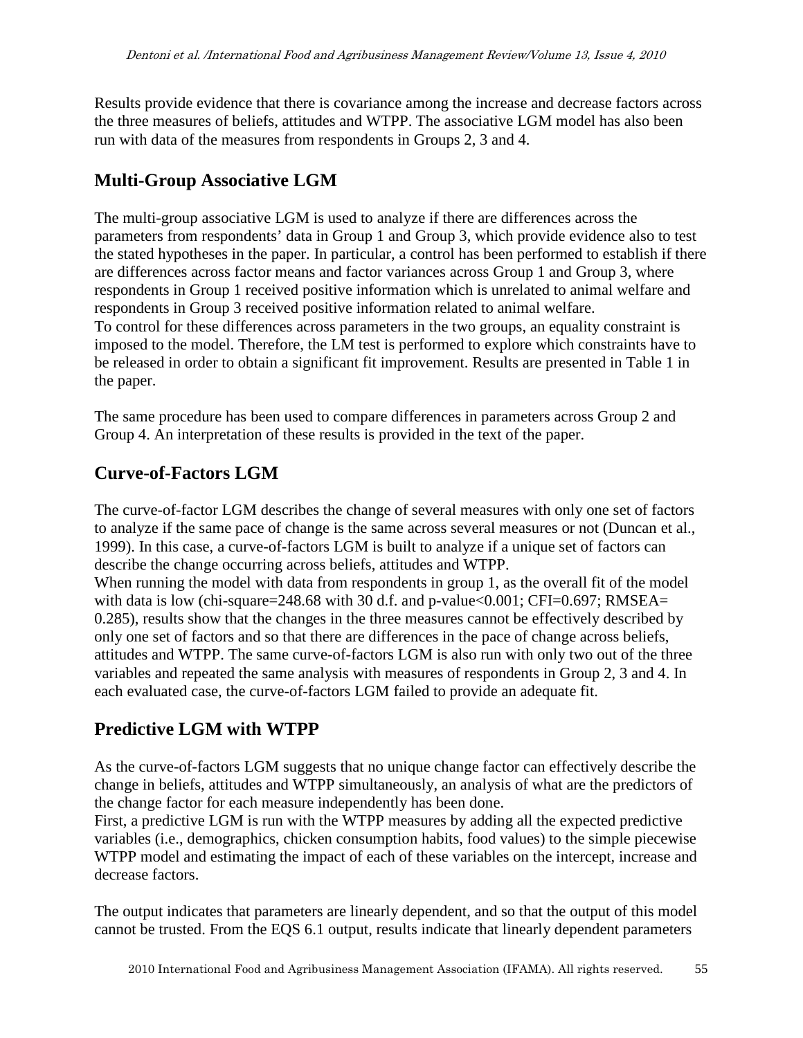Results provide evidence that there is covariance among the increase and decrease factors across the three measures of beliefs, attitudes and WTPP. The associative LGM model has also been run with data of the measures from respondents in Groups 2, 3 and 4.

## Multi-Group Associative LGM

The multi-group associative LGM is used to analyze if there are differences across the parameters from respondents' data in Group 1 and Group 3, which provide evidence also to test the stated hypotheses in the paper. In particular, a control has been performed to establish if there are differences across factor means and factor variances across Group 1 and Group 3, where respondents in Group 1 received positive information which is unrelated to animal welfare and respondents in Group 3 received positive information related to animal welfare.
To control for these differences across parameters in the two groups, an equality constraint is imposed to the model. Therefore, the LM test is performed to explore which constraints have to be released in order to obtain a significant fit improvement. Results are presented in Table 1 in the paper.

The same procedure has been used to compare differences in parameters across Group 2 and Group 4. An interpretation of these results is provided in the text of the paper.

## Curve-of-Factors LGM

The curve-of-factor LGM describes the change of several measures with only one set of factors to analyze if the same pace of change is the same across several measures or not (Duncan et al., 1999). In this case, a curve-of-factors LGM is built to analyze if a unique set of factors can describe the change occurring across beliefs, attitudes and WTPP.
When running the model with data from respondents in group 1, as the overall fit of the model with data is low (chi-square=248.68 with 30 d.f. and p-value<0.001; CFI=0.697; RMSEA= 0.285), results show that the changes in the three measures cannot be effectively described by only one set of factors and so that there are differences in the pace of change across beliefs, attitudes and WTPP. The same curve-of-factors LGM is also run with only two out of the three variables and repeated the same analysis with measures of respondents in Group 2, 3 and 4. In each evaluated case, the curve-of-factors LGM failed to provide an adequate fit.

## Predictive LGM with WTPP

As the curve-of-factors LGM suggests that no unique change factor can effectively describe the change in beliefs, attitudes and WTPP simultaneously, an analysis of what are the predictors of the change factor for each measure independently has been done.
First, a predictive LGM is run with the WTPP measures by adding all the expected predictive variables (i.e., demographics, chicken consumption habits, food values) to the simple piecewise WTPP model and estimating the impact of each of these variables on the intercept, increase and decrease factors.

The output indicates that parameters are linearly dependent, and so that the output of this model cannot be trusted. From the EQS 6.1 output, results indicate that linearly dependent parameters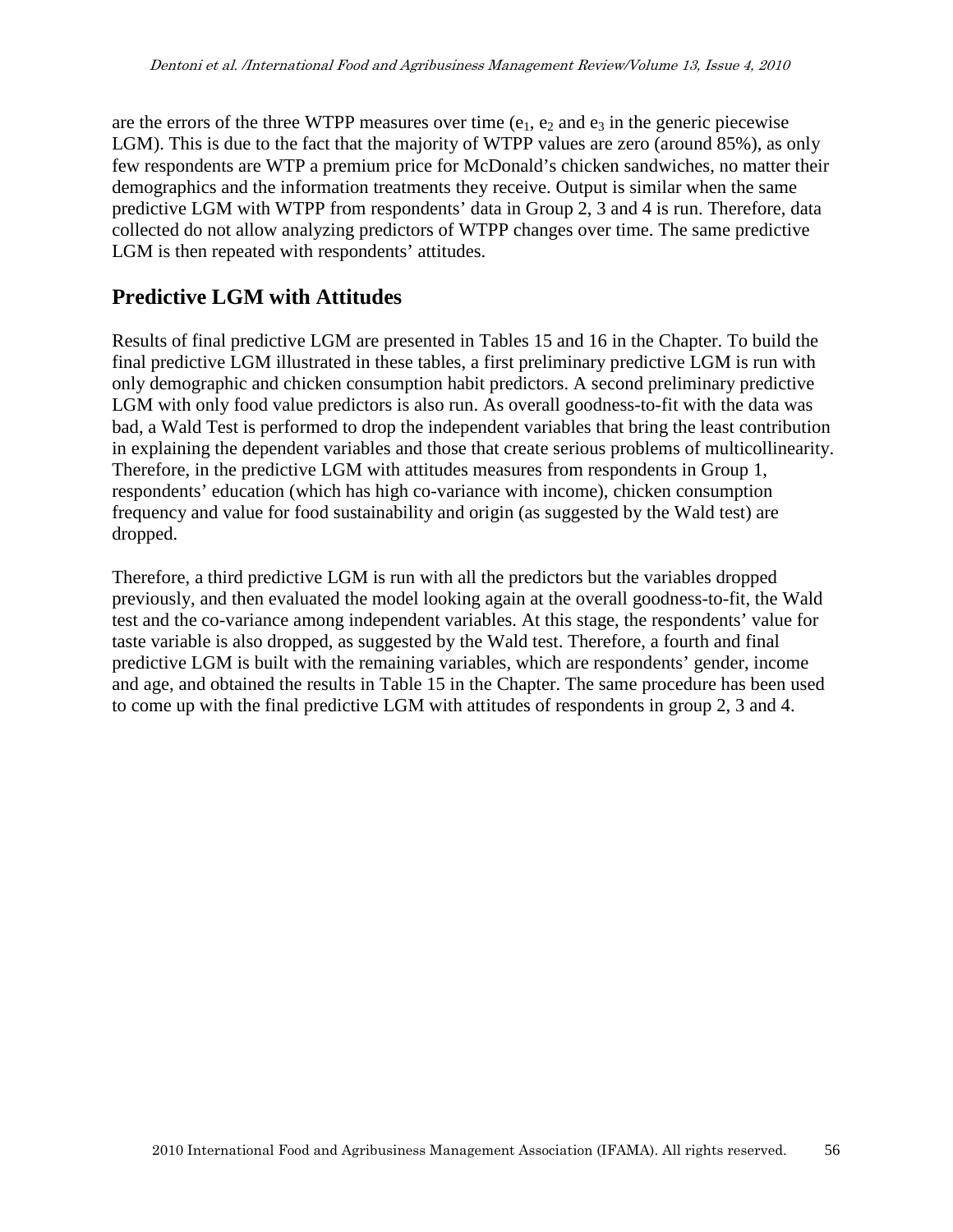are the errors of the three WTPP measures over time ($e_1$, $e_2$ and $e_3$ in the generic piecewise LGM). This is due to the fact that the majority of WTPP values are zero (around 85%), as only few respondents are WTP a premium price for McDonald's chicken sandwiches, no matter their demographics and the information treatments they receive. Output is similar when the same predictive LGM with WTPP from respondents' data in Group 2, 3 and 4 is run. Therefore, data collected do not allow analyzing predictors of WTPP changes over time. The same predictive LGM is then repeated with respondents' attitudes.

## Predictive LGM with Attitudes

Results of final predictive LGM are presented in Tables 15 and 16 in the Chapter. To build the final predictive LGM illustrated in these tables, a first preliminary predictive LGM is run with only demographic and chicken consumption habit predictors. A second preliminary predictive LGM with only food value predictors is also run. As overall goodness-to-fit with the data was bad, a Wald Test is performed to drop the independent variables that bring the least contribution in explaining the dependent variables and those that create serious problems of multicollinearity. Therefore, in the predictive LGM with attitudes measures from respondents in Group 1, respondents' education (which has high co-variance with income), chicken consumption frequency and value for food sustainability and origin (as suggested by the Wald test) are dropped.

Therefore, a third predictive LGM is run with all the predictors but the variables dropped previously, and then evaluated the model looking again at the overall goodness-to-fit, the Wald test and the co-variance among independent variables. At this stage, the respondents' value for taste variable is also dropped, as suggested by the Wald test. Therefore, a fourth and final predictive LGM is built with the remaining variables, which are respondents' gender, income and age, and obtained the results in Table 15 in the Chapter. The same procedure has been used to come up with the final predictive LGM with attitudes of respondents in group 2, 3 and 4.